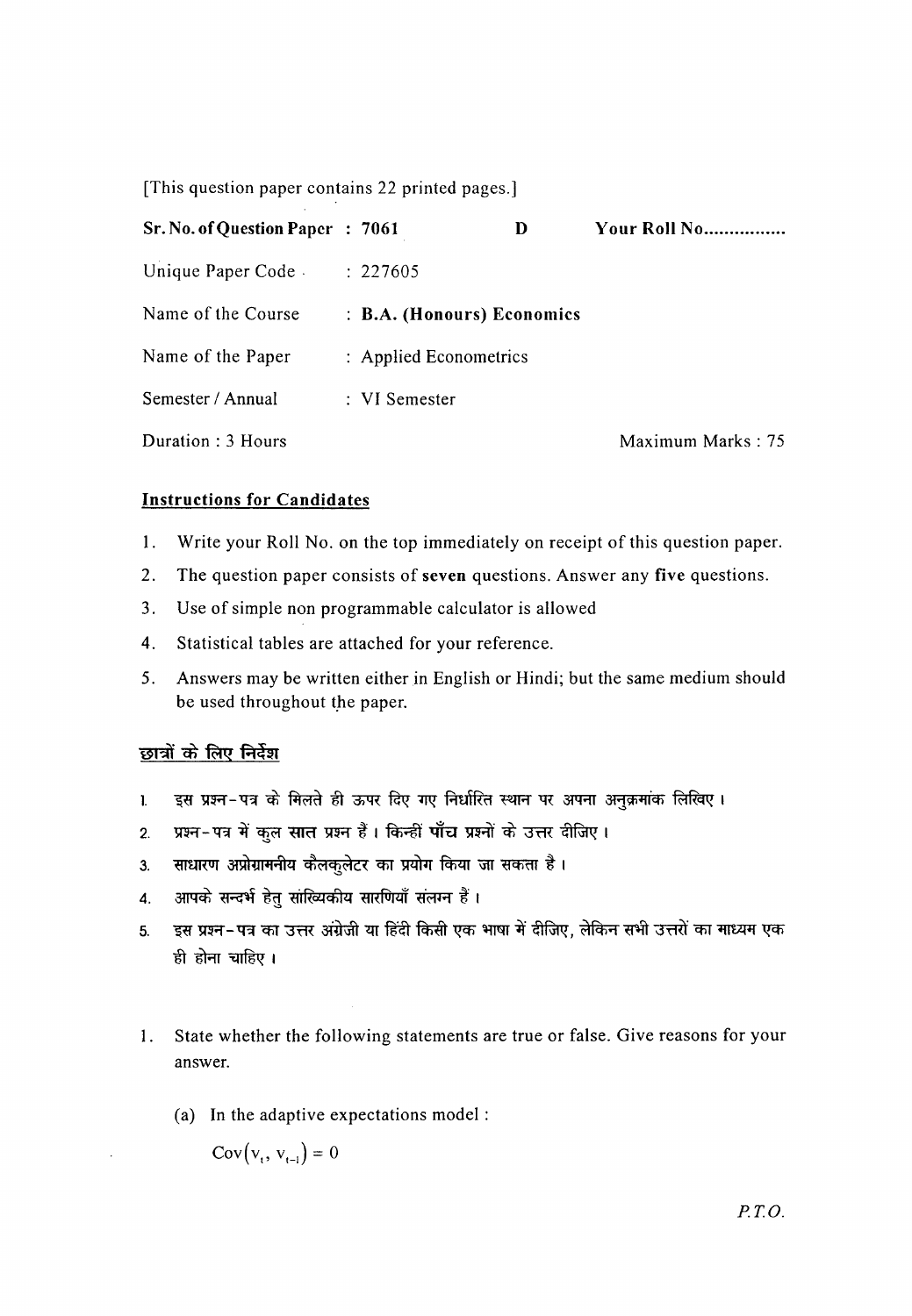[This question paper contains 22 printed pages.]

| | | | |
|---|---|---|---|
| **Sr. No. of Question Paper** | **: 7061** | **D** | **Your Roll No................** |
| Unique Paper Code | : 227605 | | |
| Name of the Course | : **B.A. (Honours) Economics** | | |
| Name of the Paper | : Applied Econometrics | | |
| Semester / Annual | : VI Semester | | |
| Duration : 3 Hours | | | Maximum Marks : 75 |

## Instructions for Candidates

1. Write your Roll No. on the top immediately on receipt of this question paper.
2. The question paper consists of **seven** questions. Answer any **five** questions.
3. Use of simple non programmable calculator is allowed
4. Statistical tables are attached for your reference.
5. Answers may be written either in English or Hindi; but the same medium should be used throughout the paper.

## छात्रों के लिए निर्देश

1. इस प्रश्न-पत्र के मिलते ही ऊपर दिए गए निर्धारित स्थान पर अपना अनुक्रमांक लिखिए।
2. प्रश्न-पत्र में कुल **सात** प्रश्न हैं। किन्हीं **पाँच** प्रश्नों के उत्तर दीजिए।
3. साधारण अप्रोग्रामनीय कैलकुलेटर का प्रयोग किया जा सकता है।
4. आपके सन्दर्भ हेतु सांख्यिकीय सारणियाँ संलग्न हैं।
5. इस प्रश्न-पत्र का उत्तर अंग्रेजी या हिंदी किसी एक भाषा में दीजिए, लेकिन सभी उत्तरों का माध्यम एक ही होना चाहिए।

1. State whether the following statements are true or false. Give reasons for your answer.

   (a) In the adaptive expectations model :

   $\mathrm{Cov}(v_t, v_{t-1}) = 0$

*P.T.O.*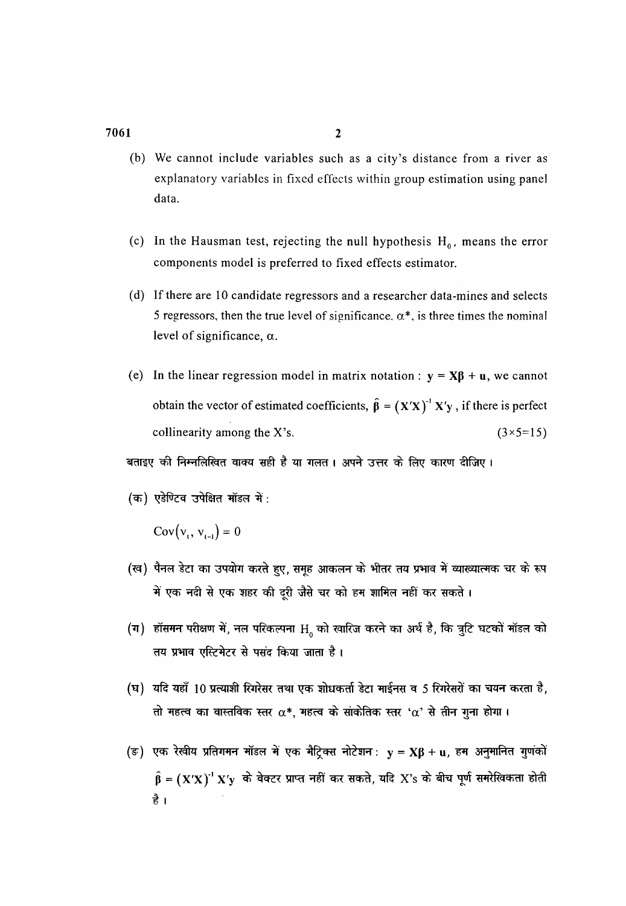(b) We cannot include variables such as a city's distance from a river as explanatory variables in fixed effects within group estimation using panel data.

(c) In the Hausman test, rejecting the null hypothesis $H_0$, means the error components model is preferred to fixed effects estimator.

(d) If there are 10 candidate regressors and a researcher data-mines and selects 5 regressors, then the true level of significance, $\alpha^*$, is three times the nominal level of significance, $\alpha$.

(e) In the linear regression model in matrix notation : $\mathbf{y} = \mathbf{X\beta} + \mathbf{u}$, we cannot obtain the vector of estimated coefficients, $\hat{\boldsymbol{\beta}} = (\mathbf{X'X})^{-1}\mathbf{X'y}$, if there is perfect collinearity among the X's. (3×5=15)

बताइए की निम्नलिखित वाक्य सही है या गलत। अपने उत्तर के लिए कारण दीजिए।

(क) एडेप्टिव उपेक्षित मॉडल में :

$\text{Cov}(v_t, v_{t-1}) = 0$

(ख) पैनल डेटा का उपयोग करते हुए, समूह आकलन के भीतर तय प्रभाव में व्याख्यात्मक चर के रूप में एक नदी से एक शहर की दूरी जैसे चर को हम शामिल नहीं कर सकते।

(ग) हॉसमन परीक्षण में, नल परिकल्पना $H_0$ को खारिज करने का अर्थ है, कि त्रुटि घटकों मॉडल को तय प्रभाव एस्टिमेटर से पसंद किया जाता है।

(घ) यदि यहाँ 10 प्रत्याशी रिग्रेसर तथा एक शोधकर्ता डेटा माईनस व 5 रिग्रेसरों का चयन करता है, तो महत्व का वास्तविक स्तर $\alpha^*$, महत्व के सांकेतिक स्तर '$\alpha$' से तीन गुना होगा।

(ङ) एक रेखीय प्रतिगमन मॉडल में एक मैट्रिक्स नोटेशन : $\mathbf{y} = \mathbf{X\beta} + \mathbf{u}$, हम अनुमानित गुणांकों $\hat{\boldsymbol{\beta}} = (\mathbf{X'X})^{-1}\mathbf{X'y}$ के वेक्टर प्राप्त नहीं कर सकते, यदि X's के बीच पूर्ण समरेखिकता होती है।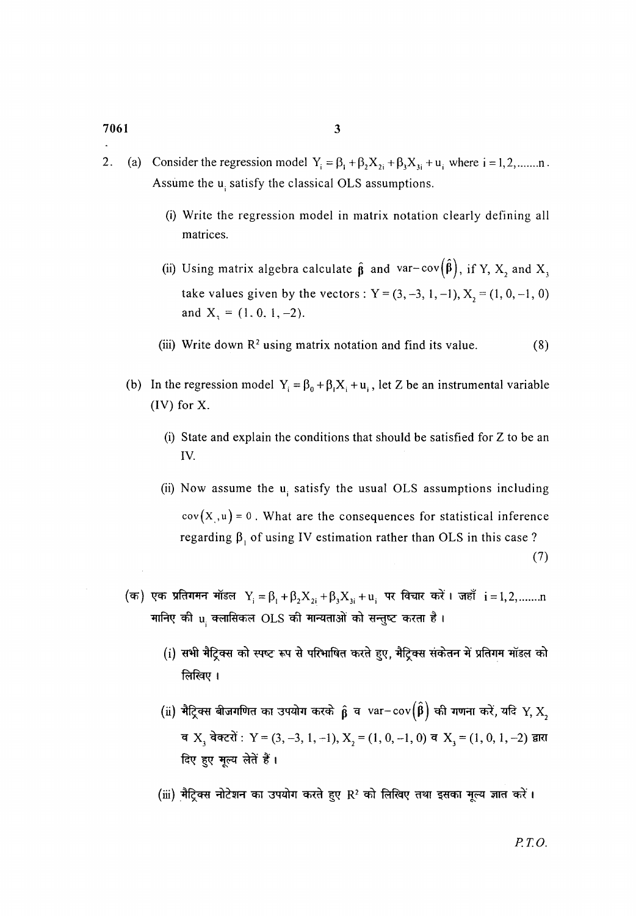2. (a) Consider the regression model $Y_i = \beta_1 + \beta_2 X_{2i} + \beta_3 X_{3i} + u_i$ where $i = 1, 2, .......n$. Assume the $u_i$ satisfy the classical OLS assumptions.

   (i) Write the regression model in matrix notation clearly defining all matrices.

   (ii) Using matrix algebra calculate $\hat{\beta}$ and var–cov$(\hat{\beta})$, if Y, $X_2$ and $X_3$ take values given by the vectors : $Y = (3, -3, 1, -1)$, $X_2 = (1, 0, -1, 0)$ and $X_3 = (1, 0, 1, -2)$.

   (iii) Write down $R^2$ using matrix notation and find its value. (8)

(b) In the regression model $Y_i = \beta_0 + \beta_1 X_i + u_i$, let Z be an instrumental variable (IV) for X.

   (i) State and explain the conditions that should be satisfied for Z to be an IV.

   (ii) Now assume the $u_i$ satisfy the usual OLS assumptions including $\text{cov}(X_i, u) = 0$. What are the consequences for statistical inference regarding $\beta_1$ of using IV estimation rather than OLS in this case ? (7)

(क) एक प्रतिगमन मॉडल $Y_i = \beta_1 + \beta_2 X_{2i} + \beta_3 X_{3i} + u_i$ पर विचार करें। जहाँ $i = 1, 2, .......n$ मानिए की $u_i$ क्लासिकल OLS की मान्यताओं को सन्तुष्ट करता है।

   (i) सभी मैट्रिक्स को स्पष्ट रूप से परिभाषित करते हुए, मैट्रिक्स संकेतन में प्रतिगम मॉडल को लिखिए।

   (ii) मैट्रिक्स बीजगणित का उपयोग करके $\hat{\beta}$ व var–cov$(\hat{\beta})$ की गणना करें, यदि Y, $X_2$ व $X_3$ वेक्टरों : $Y = (3, -3, 1, -1)$, $X_2 = (1, 0, -1, 0)$ व $X_3 = (1, 0, 1, -2)$ द्वारा दिए हुए मूल्य लेतें हैं।

   (iii) मैट्रिक्स नोटेशन का उपयोग करते हुए $R^2$ को लिखिए तथा इसका मूल्य ज्ञात करें।

P.T.O.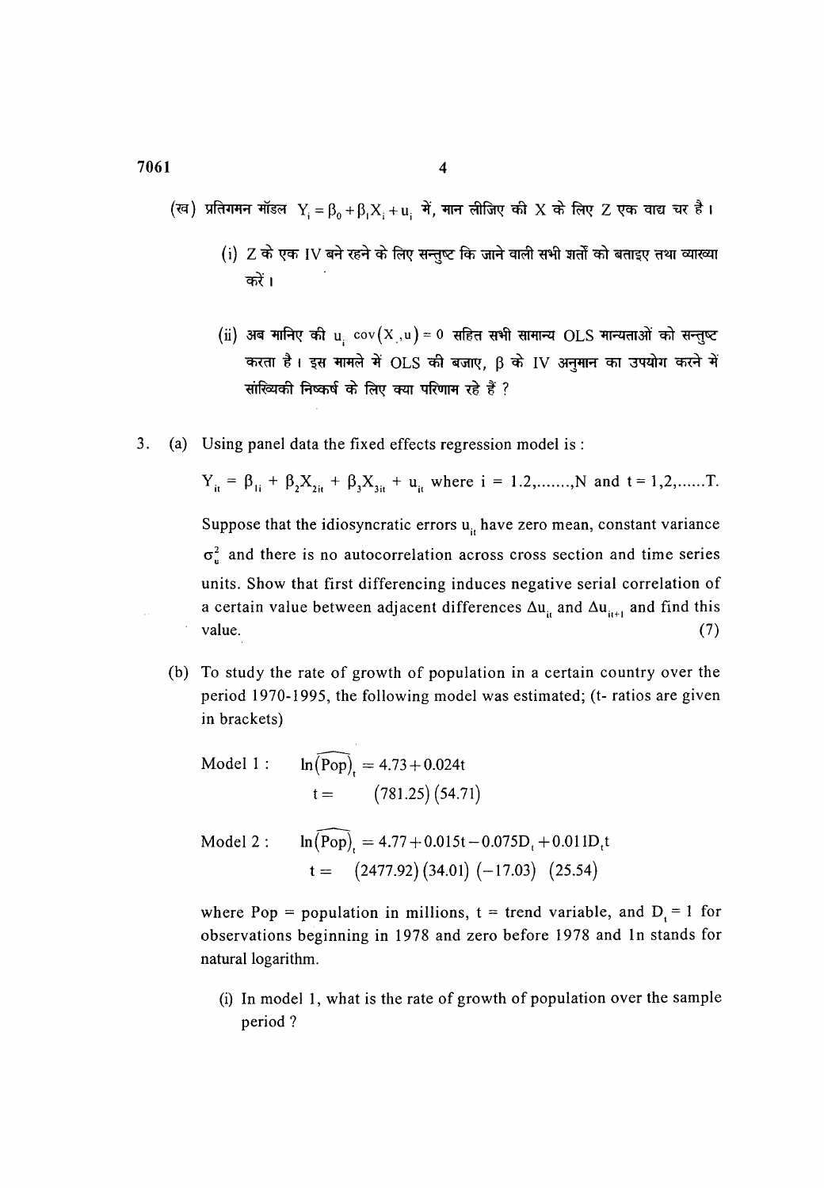(ख) प्रतिगमन मॉडल $Y_i = \beta_0 + \beta_1 X_i + u_i$ में, मान लीजिए की X के लिए Z एक वाद्य चर है।

(i) Z के एक IV बने रहने के लिए सन्तुष्ट कि जाने वाली सभी शर्तों को बताइए तथा व्याख्या करें।

(ii) अब मानिए की $u_i$ $\text{cov}(X_i, u) = 0$ सहित सभी सामान्य OLS मान्यताओं को सन्तुष्ट करता है। इस मामले में OLS की बजाए, $\beta$ के IV अनुमान का उपयोग करने में सांख्यिकी निष्कर्ष के लिए क्या परिणाम रहे हैं ?

3. (a) Using panel data the fixed effects regression model is :

$$Y_{it} = \beta_{1i} + \beta_2 X_{2it} + \beta_3 X_{3it} + u_{it} \text{ where } i = 1.2, \ldots\ldots, N \text{ and } t = 1, 2, \ldots\ldots T.$$

Suppose that the idiosyncratic errors $u_{it}$ have zero mean, constant variance $\sigma_u^2$ and there is no autocorrelation across cross section and time series units. Show that first differencing induces negative serial correlation of a certain value between adjacent differences $\Delta u_{it}$ and $\Delta u_{it+1}$ and find this value. (7)

(b) To study the rate of growth of population in a certain country over the period 1970-1995, the following model was estimated; (t- ratios are given in brackets)

Model 1 :
$$\widehat{\ln(\text{Pop})}_t = 4.73 + 0.024t$$
$$t = \quad (781.25)\ (54.71)$$

Model 2 :
$$\widehat{\ln(\text{Pop})}_t = 4.77 + 0.015t - 0.075D_t + 0.011D_t t$$
$$t = \quad (2477.92)\ (34.01)\ (-17.03)\ \ (25.54)$$

where Pop = population in millions, t = trend variable, and $D_t = 1$ for observations beginning in 1978 and zero before 1978 and ln stands for natural logarithm.

(i) In model 1, what is the rate of growth of population over the sample period ?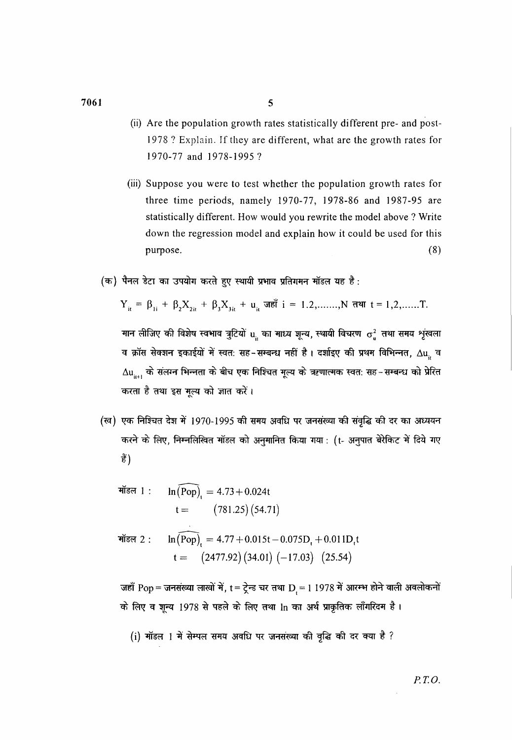(ii) Are the population growth rates statistically different pre- and post-1978 ? Explain. If they are different, what are the growth rates for 1970-77 and 1978-1995 ?

(iii) Suppose you were to test whether the population growth rates for three time periods, namely 1970-77, 1978-86 and 1987-95 are statistically different. How would you rewrite the model above ? Write down the regression model and explain how it could be used for this purpose. (8)

(क) पैनल डेटा का उपयोग करते हुए स्थायी प्रभाव प्रतिगमन मॉडल यह है :

$$Y_{it} = \beta_{1i} + \beta_2 X_{2it} + \beta_3 X_{3it} + u_{it} \text{ जहाँ } i = 1.2,\ldots\ldots.,N \text{ तथा } t = 1,2,\ldots\ldots T.$$

मान लीजिए की विशेष स्वभाव त्रुटियों $u_{it}$ का माध्य शून्य, स्थायी विचरण $\sigma_u^2$ तथा समय शृंखला व क्रॉस सेक्शन इकाईयों में स्वत: सह-सम्बन्ध नहीं है। दर्शाइए की प्रथम विभिन्नत, $\Delta u_{it}$ व $\Delta u_{it+1}$ के संलग्न भिन्नता के बीच एक निश्चित मूल्य के ऋणात्मक स्वत: सह-सम्बन्ध को प्रेरित करता है तथा इस मूल्य को ज्ञात करें।

(ख) एक निश्चित देश में 1970-1995 की समय अवधि पर जनसंख्या की संवृद्धि की दर का अध्ययन करने के लिए, निम्नलिखित मॉडल को अनुमानित किया गया : (t- अनुपात ब्रेकिट में दिये गए हैं)

मॉडल 1 :
$$\widehat{\ln(\text{Pop})}_t = 4.73 + 0.024t$$
$$t = \quad (781.25)\,(54.71)$$

मॉडल 2 :
$$\widehat{\ln(\text{Pop})}_t = 4.77 + 0.015t - 0.075D_t + 0.011D_t t$$
$$t = \quad (2477.92)\,(34.01)\,(-17.03)\quad(25.54)$$

जहाँ Pop = जनसंख्या लाखों में, t = ट्रेन्ड चर तथा $D_t = 1$ 1978 में आरम्भ होने वाली अवलोकनों के लिए व शून्य 1978 से पहले के लिए तथा ln का अर्थ प्राकृतिक लॉगरिदम है।

(i) मॉडल 1 में सेम्पल समय अवधि पर जनसंख्या की वृद्धि की दर क्या है ?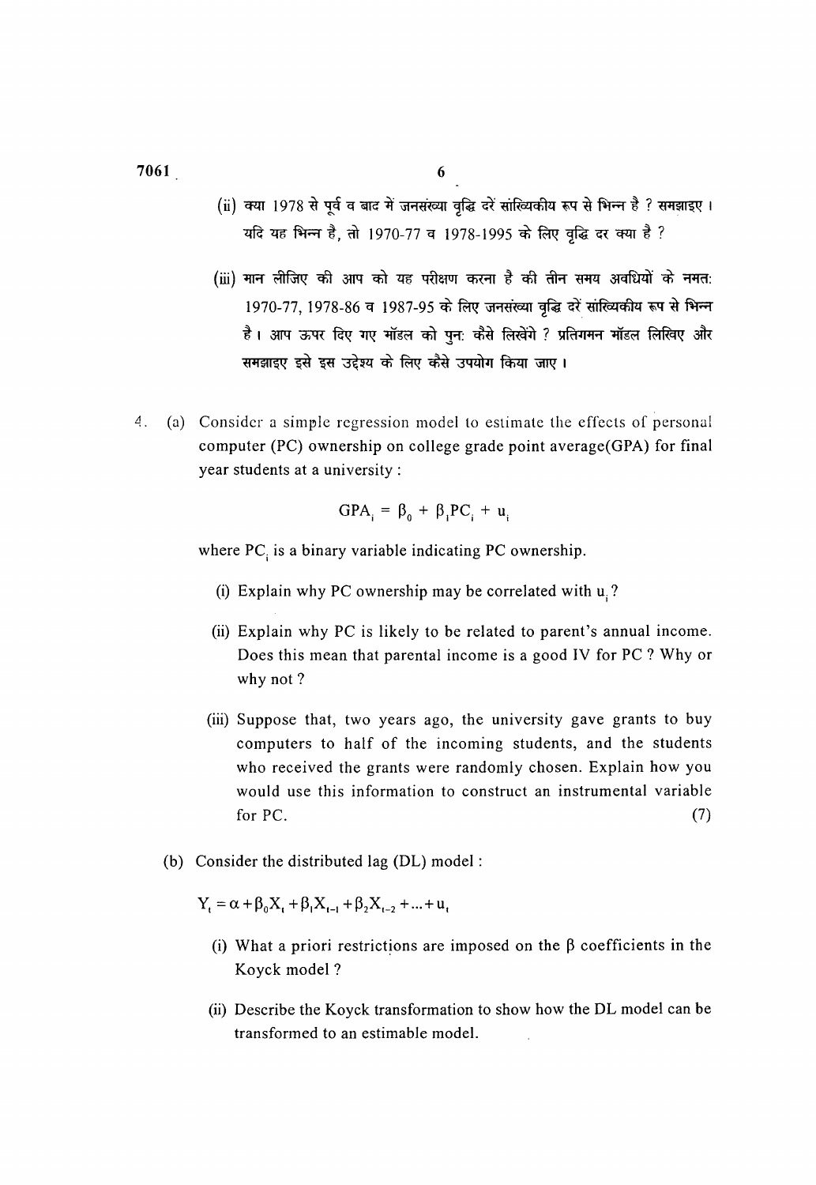(ii) क्या 1978 से पूर्व व बाद में जनसंख्या वृद्धि दरें सांख्यिकीय रूप से भिन्न है ? समझाइए। यदि यह भिन्न है, तो 1970-77 व 1978-1995 के लिए वृद्धि दर क्या है ?

(iii) मान लीजिए की आप को यह परीक्षण करना है की तीन समय अवधियों के नमत: 1970-77, 1978-86 व 1987-95 के लिए जनसंख्या वृद्धि दरें सांख्यिकीय रूप से भिन्न है। आप ऊपर दिए गए मॉडल को पुन: कैसे लिखेंगे ? प्रतिगमन मॉडल लिखिए और समझाइए इसे इस उद्देश्य के लिए कैसे उपयोग किया जाए।

4. (a) Consider a simple regression model to estimate the effects of personal computer (PC) ownership on college grade point average(GPA) for final year students at a university :

$$GPA_i = \beta_0 + \beta_1 PC_i + u_i$$

where $PC_i$ is a binary variable indicating PC ownership.

(i) Explain why PC ownership may be correlated with $u_i$ ?

(ii) Explain why PC is likely to be related to parent's annual income. Does this mean that parental income is a good IV for PC ? Why or why not ?

(iii) Suppose that, two years ago, the university gave grants to buy computers to half of the incoming students, and the students who received the grants were randomly chosen. Explain how you would use this information to construct an instrumental variable for PC. (7)

(b) Consider the distributed lag (DL) model :

$$Y_t = \alpha + \beta_0 X_t + \beta_1 X_{t-1} + \beta_2 X_{t-2} + ... + u_t$$

(i) What a priori restrictions are imposed on the $\beta$ coefficients in the Koyck model ?

(ii) Describe the Koyck transformation to show how the DL model can be transformed to an estimable model.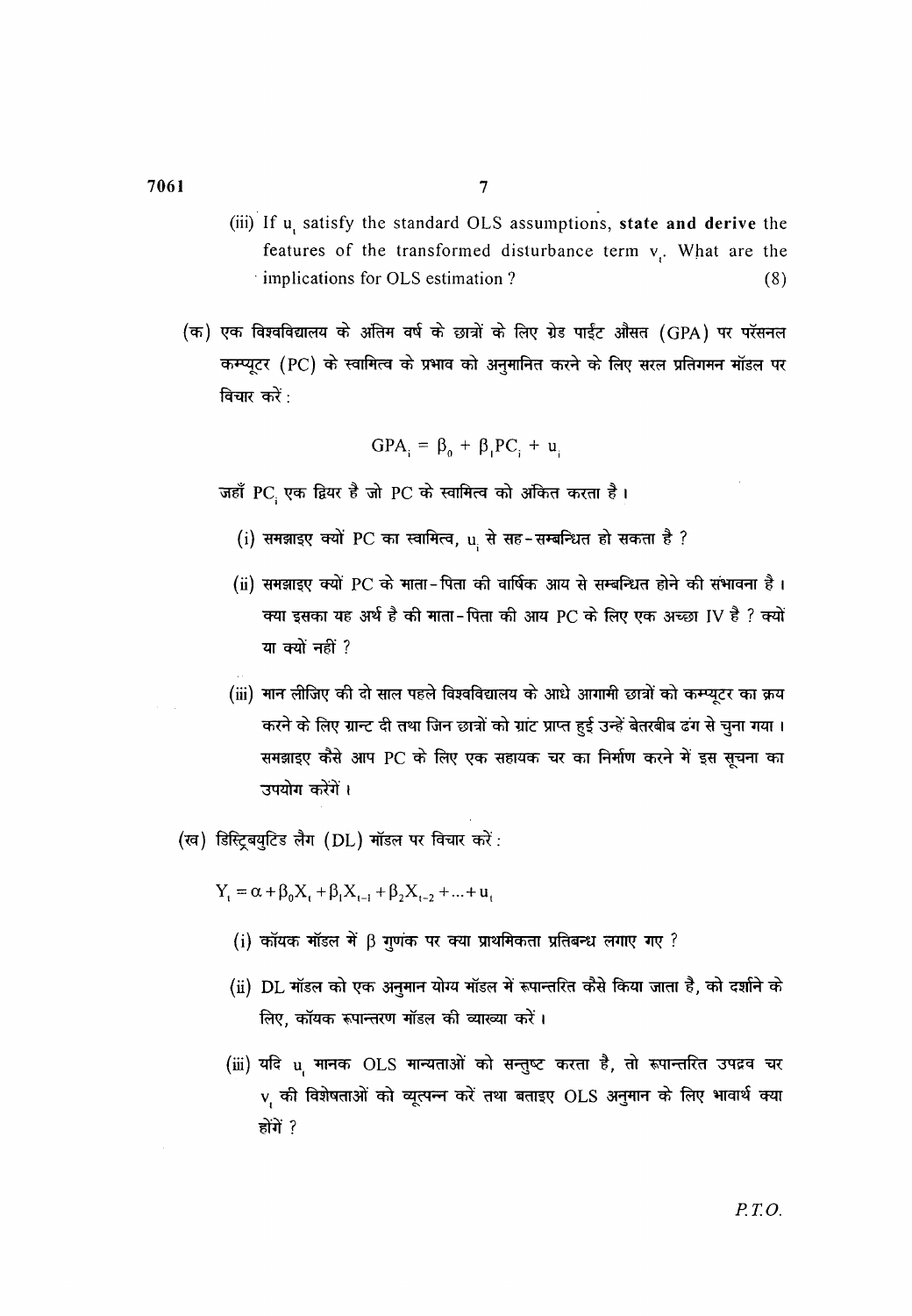(iii) If $u_t$ satisfy the standard OLS assumptions, **state and derive** the features of the transformed disturbance term $v_t$. What are the implications for OLS estimation ? (8)

(क) एक विश्वविद्यालय के अंतिम वर्ष के छात्रों के लिए ग्रेड पाईट औसत (GPA) पर पर्सनल कम्प्यूटर (PC) के स्वामित्व के प्रभाव को अनुमानित करने के लिए सरल प्रतिगमन मॉडल पर विचार करें :

$$GPA_i = \beta_0 + \beta_1 PC_i + u_i$$

जहाँ $PC_i$ एक द्वियर है जो PC के स्वामित्व को अंकित करता है।

(i) समझाइए क्यों PC का स्वामित्व, $u_i$ से सह-सम्बन्धित हो सकता है ?

(ii) समझाइए क्यों PC के माता-पिता की वार्षिक आय से सम्बन्धित होने की संभावना है। क्या इसका यह अर्थ है की माता-पिता की आय PC के लिए एक अच्छा IV है ? क्यों या क्यों नहीं ?

(iii) मान लीजिए की दो साल पहले विश्वविद्यालय के आधे आगामी छात्रों को कम्प्यूटर का क्रय करने के लिए ग्रान्ट दी तथा जिन छात्रों को ग्रांट प्राप्त हुई उन्हें बेतरबीब ढंग से चुना गया। समझाइए कैसे आप PC के लिए एक सहायक चर का निर्माण करने में इस सूचना का उपयोग करेंगें।

(ख) डिस्ट्रिबयुटिड लैग (DL) मॉडल पर विचार करें :

$$Y_t = \alpha + \beta_0 X_t + \beta_1 X_{t-1} + \beta_2 X_{t-2} + \ldots + u_t$$

(i) कॉयक मॉडल में $\beta$ गुणंक पर क्या प्राथमिकता प्रतिबन्ध लगाए गए ?

(ii) DL मॉडल को एक अनुमान योग्य मॉडल में रूपान्तरित कैसे किया जाता है, को दर्शाने के लिए, कॉयक रूपान्तरण मॉडल की व्याख्या करें।

(iii) यदि $u_t$ मानक OLS मान्यताओं को सन्तुष्ट करता है, तो रूपान्तरित उपद्रव चर $v_t$ की विशेषताओं को व्युत्पन्न करें तथा बताइए OLS अनुमान के लिए भावार्थ क्या होगें ?

P.T.O.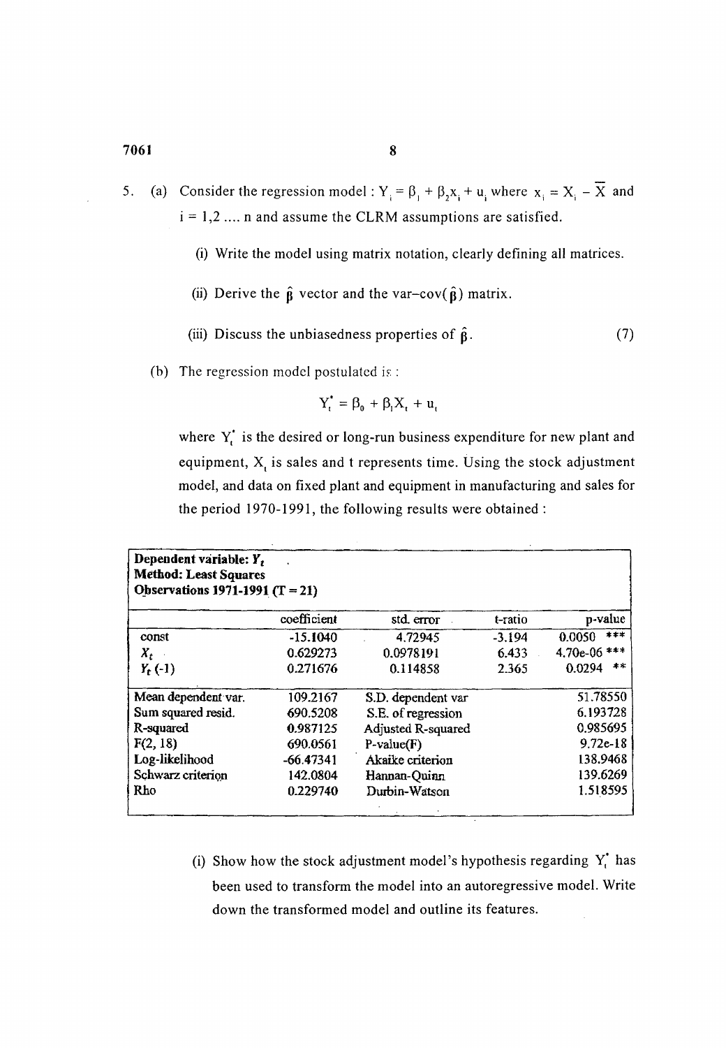5. (a) Consider the regression model : $Y_i = \beta_1 + \beta_2 x_i + u_i$ where $x_i = X_i - \bar{X}$ and $i = 1,2 \ldots n$ and assume the CLRM assumptions are satisfied.

   (i) Write the model using matrix notation, clearly defining all matrices.

   (ii) Derive the $\hat{\beta}$ vector and the var–cov($\hat{\beta}$) matrix.

   (iii) Discuss the unbiasedness properties of $\hat{\beta}$. (7)

(b) The regression model postulated is :

$$Y_t^* = \beta_0 + \beta_1 X_t + u_t$$

where $Y_t^*$ is the desired or long-run business expenditure for new plant and equipment, $X_t$ is sales and t represents time. Using the stock adjustment model, and data on fixed plant and equipment in manufacturing and sales for the period 1970-1991, the following results were obtained :

**Dependent variable: $Y_t$**
**Method: Least Squares**
**Observations 1971-1991 (T = 21)**

| | coefficient | std. error | t-ratio | p-value |
|---|---|---|---|---|
| const | -15.1040 | 4.72945 | -3.194 | 0.0050 *** |
| $X_t$ | 0.629273 | 0.0978191 | 6.433 | 4.70e-06 *** |
| $Y_t$ (-1) | 0.271676 | 0.114858 | 2.365 | 0.0294 ** |

| | | | |
|---|---|---|---|
| Mean dependent var. | 109.2167 | S.D. dependent var | 51.78550 |
| Sum squared resid. | 690.5208 | S.E. of regression | 6.193728 |
| R-squared | 0.987125 | Adjusted R-squared | 0.985695 |
| F(2, 18) | 690.0561 | P-value(F) | 9.72e-18 |
| Log-likelihood | -66.47341 | Akaike criterion | 138.9468 |
| Schwarz criterion | 142.0804 | Hannan-Quinn | 139.6269 |
| Rho | 0.229740 | Durbin-Watson | 1.518595 |

(i) Show how the stock adjustment model's hypothesis regarding $Y_t^*$ has been used to transform the model into an autoregressive model. Write down the transformed model and outline its features.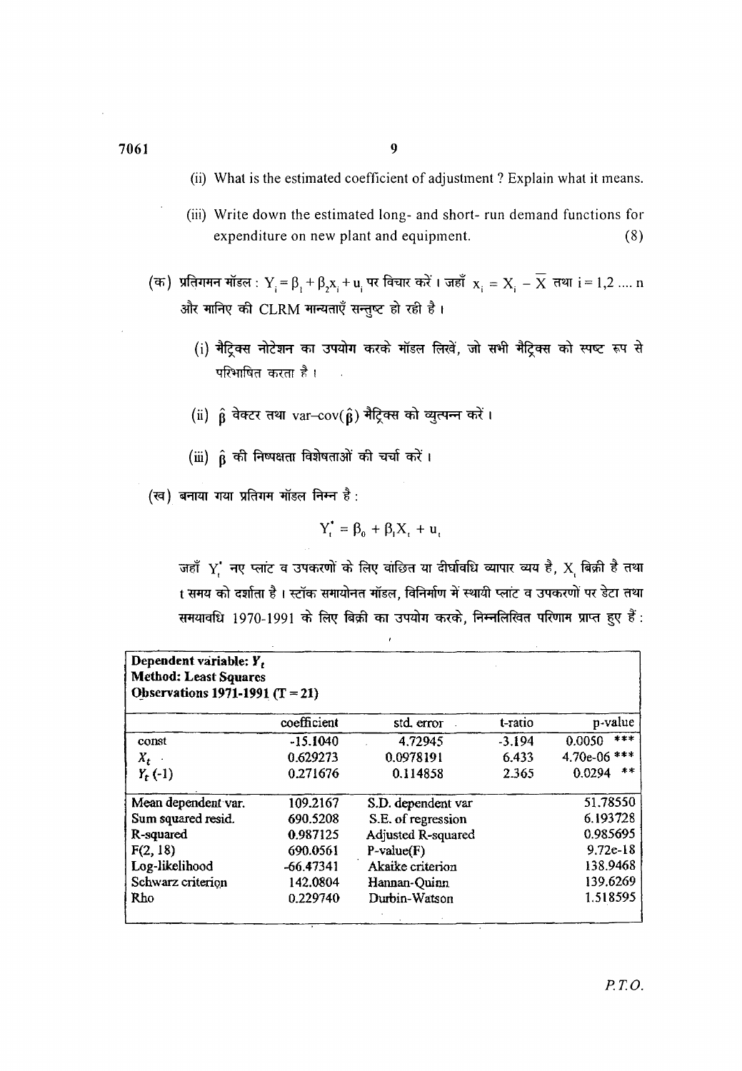(ii) What is the estimated coefficient of adjustment ? Explain what it means.

(iii) Write down the estimated long- and short- run demand functions for expenditure on new plant and equipment. (8)

(क) प्रतिगमन मॉडल : $Y_i = \beta_1 + \beta_2 x_i + u_i$ पर विचार करें। जहाँ $x_i = X_i - \overline{X}$ तथा $i = 1, 2 \ldots n$ और मानिए की CLRM मान्यताएँ सन्तुष्ट हो रही है।

(i) मैट्रिक्स नोटेशन का उपयोग करके मॉडल लिखें, जो सभी मैट्रिक्स को स्पष्ट रूप से परिभाषित करता है।

(ii) $\hat{\beta}$ वेक्टर तथा var–cov($\hat{\beta}$) मैट्रिक्स को व्युत्पन्न करें।

(iii) $\hat{\beta}$ की निष्पक्षता विशेषताओं की चर्चा करें।

(ख) बनाया गया प्रतिगम मॉडल निम्न है :

$$Y_t^* = \beta_0 + \beta_1 X_t + u_t$$

जहाँ $Y_t^*$ नए प्लांट व उपकरणों के लिए वांछित या दीर्घावधि व्यापार व्यय है, $X_t$ बिक्री है तथा t समय को दर्शाता है। स्टॉक समायोनत मॉडल, विनिर्माण में स्थायी प्लांट व उपकरणों पर डेटा तथा समयावधि 1970-1991 के लिए बिक्री का उपयोग करके, निम्नलिखित परिणाम प्राप्त हुए हैं :

**Dependent variable: $Y_t$**
**Method: Least Squares**
**Observations 1971-1991 (T = 21)**

| | coefficient | std. error | t-ratio | p-value |
|---|---|---|---|---|
| const | -15.1040 | 4.72945 | -3.194 | 0.0050 *** |
| $X_t$ | 0.629273 | 0.0978191 | 6.433 | 4.70e-06 *** |
| $Y_t$ (-1) | 0.271676 | 0.114858 | 2.365 | 0.0294 ** |

| | | | |
|---|---|---|---|
| Mean dependent var. | 109.2167 | S.D. dependent var | 51.78550 |
| Sum squared resid. | 690.5208 | S.E. of regression | 6.193728 |
| R-squared | 0.987125 | Adjusted R-squared | 0.985695 |
| F(2, 18) | 690.0561 | P-value(F) | 9.72e-18 |
| Log-likelihood | -66.47341 | Akaike criterion | 138.9468 |
| Schwarz criterion | 142.0804 | Hannan-Quinn | 139.6269 |
| Rho | 0.229740 | Durbin-Watson | 1.518595 |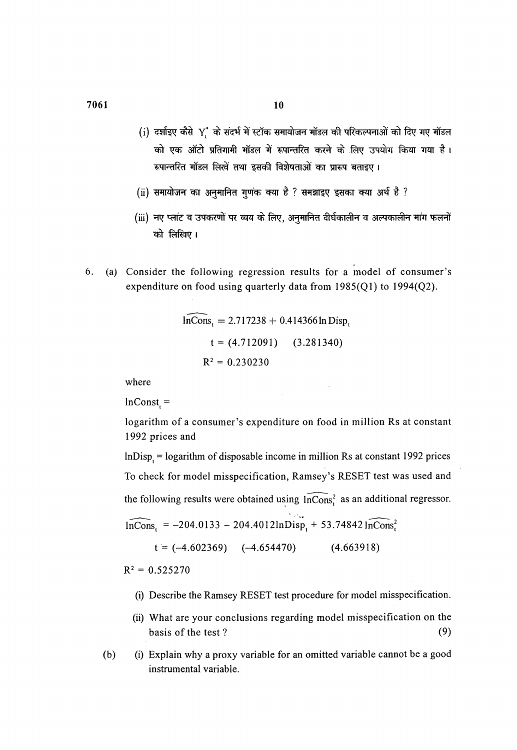(i) दर्शाइए कैसे $Y_t^*$ के संदर्भ में स्टॉक समायोजन मॉडल की परिकल्पनाओं को दिए गए मॉडल को एक ऑटो प्रतिगामी मॉडल में रूपान्तरित करने के लिए उपयोग किया गया है। रूपान्तरित मॉडल लिखें तथा इसकी विशेषताओं का प्रारूप बताइए।

(ii) समायोजन का अनुमानित गुणांक क्या है ? समझाइए इसका क्या अर्थ है ?

(iii) नए प्लांट व उपकरणों पर व्यय के लिए, अनुमानित दीर्घकालीन व अल्पकालीन मांग फलनों को लिखिए।

6. (a) Consider the following regression results for a model of consumer's expenditure on food using quarterly data from 1985(Q1) to 1994(Q2).

$$\widehat{\ln \text{Cons}_t} = 2.717238 + 0.414366 \ln \text{Disp}_t$$

$$t = (4.712091) \quad (3.281340)$$

$$R^2 = 0.230230$$

where

$\ln \text{Const}_t$ =

logarithm of a consumer's expenditure on food in million Rs at constant 1992 prices and

$\ln \text{Disp}_t$ = logarithm of disposable income in million Rs at constant 1992 prices

To check for model misspecification, Ramsey's RESET test was used and the following results were obtained using $\widehat{\ln \text{Cons}_t^2}$ as an additional regressor.

$$\widehat{\ln \text{Cons}_t} = -204.0133 - 204.4012 \ln \text{Disp}_t + 53.74842\, \widehat{\ln \text{Cons}_t^2}$$

$$t = (-4.602369) \quad (-4.654470) \quad (4.663918)$$

$$R^2 = 0.525270$$

(i) Describe the Ramsey RESET test procedure for model misspecification.

(ii) What are your conclusions regarding model misspecification on the basis of the test ? (9)

(b) (i) Explain why a proxy variable for an omitted variable cannot be a good instrumental variable.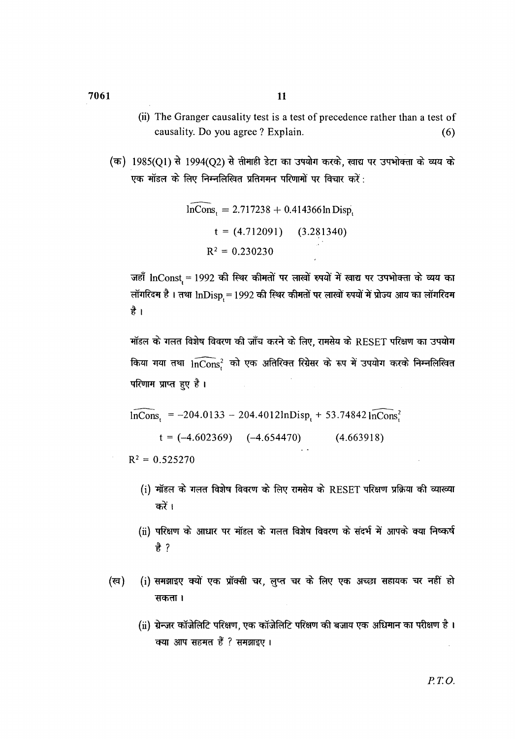(ii) The Granger causality test is a test of precedence rather than a test of causality. Do you agree ? Explain. (6)

(क) 1985(Q1) से 1994(Q2) से तीमाही डेटा का उपयोग करके, खाद्य पर उपभोक्ता के व्यय के एक मॉडल के लिए निम्नलिखित प्रतिगमन परिणामों पर विचार करें :

$$\widehat{\ln Cons_t} = 2.717238 + 0.414366 \ln Disp_t$$

$$t = (4.712091) \quad (3.281340)$$

$$R^2 = 0.230230$$

जहाँ $\ln Const_t$ = 1992 की स्थिर कीमतों में लाखों रुपयों में खाद्य पर उपभोक्ता के व्यय का लॉगरिदम है । तथा $\ln Disp_t$ = 1992 की स्थिर कीमतों पर लाखों रुपयों में प्रोज्य आय का लॉगरिदम है ।

मॉडल के गलत विशेष विवरण की जाँच करने के लिए, रामसेय के RESET परिक्षण का उपयोग किया गया तथा $\widehat{\ln Cons_t^2}$ को एक अतिरिक्त रिग्रेसर के रूप में उपयोग करके निम्नलिखित परिणाम प्राप्त हुए है ।

$$\widehat{\ln Cons_t} = -204.0133 - 204.4012 \ln Disp_t + 53.74842 \widehat{\ln Cons_t^2}$$

$$t = (-4.602369) \quad (-4.654470) \quad (4.663918)$$

$$R^2 = 0.525270$$

(i) मॉडल के गलत विशेष विवरण के लिए रामसेय के RESET परिक्षण प्रक्रिया की व्याख्या करें ।

(ii) परिक्षण के आधार पर मॉडल के गलत विशेष विवरण के संदर्भ में आपके क्या निष्कर्ष है ?

(ख) (i) समझाइए क्यों एक प्रॉक्सी चर, लुप्त चर के लिए एक अच्छा सहायक चर नहीं हो सकता ।

(ii) ग्रेन्जर कॉजेलिटि परिक्षण, एक कॉजेलिटि परिक्षण की बजाय एक अधिमान का परीक्षण है । क्या आप सहमत हैं ? समझाइए ।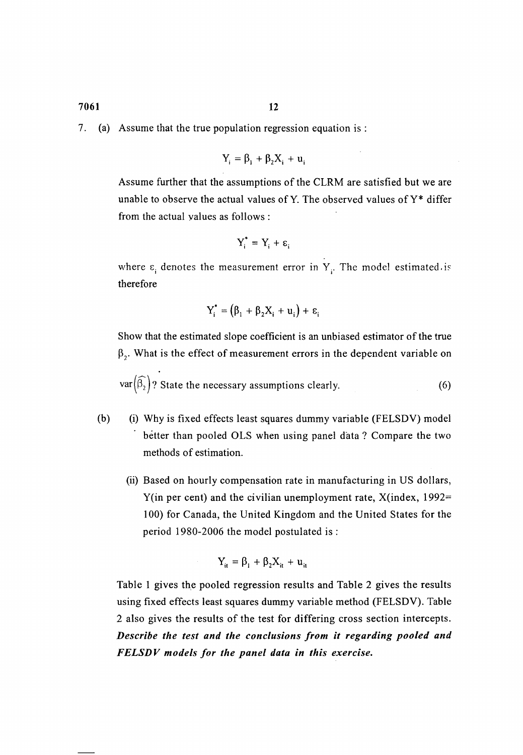7\. (a) Assume that the true population regression equation is :

$$Y_i = \beta_1 + \beta_2 X_i + u_i$$

Assume further that the assumptions of the CLRM are satisfied but we are unable to observe the actual values of Y. The observed values of Y* differ from the actual values as follows :

$$Y_i^* = Y_i + \varepsilon_i$$

where $\varepsilon_i$ denotes the measurement error in $Y_i$. The model estimated is therefore

$$Y_i^* = (\beta_1 + \beta_2 X_i + u_i) + \varepsilon_i$$

Show that the estimated slope coefficient is an unbiased estimator of the true $\beta_2$. What is the effect of measurement errors in the dependent variable on $\text{var}(\widehat{\beta_2})$? State the necessary assumptions clearly. (6)

(b) (i) Why is fixed effects least squares dummy variable (FELSDV) model better than pooled OLS when using panel data ? Compare the two methods of estimation.

(ii) Based on hourly compensation rate in manufacturing in US dollars, Y(in per cent) and the civilian unemployment rate, X(index, 1992= 100) for Canada, the United Kingdom and the United States for the period 1980-2006 the model postulated is :

$$Y_{it} = \beta_1 + \beta_2 X_{it} + u_{it}$$

Table 1 gives the pooled regression results and Table 2 gives the results using fixed effects least squares dummy variable method (FELSDV). Table 2 also gives the results of the test for differing cross section intercepts. ***Describe the test and the conclusions from it regarding pooled and FELSDV models for the panel data in this exercise.***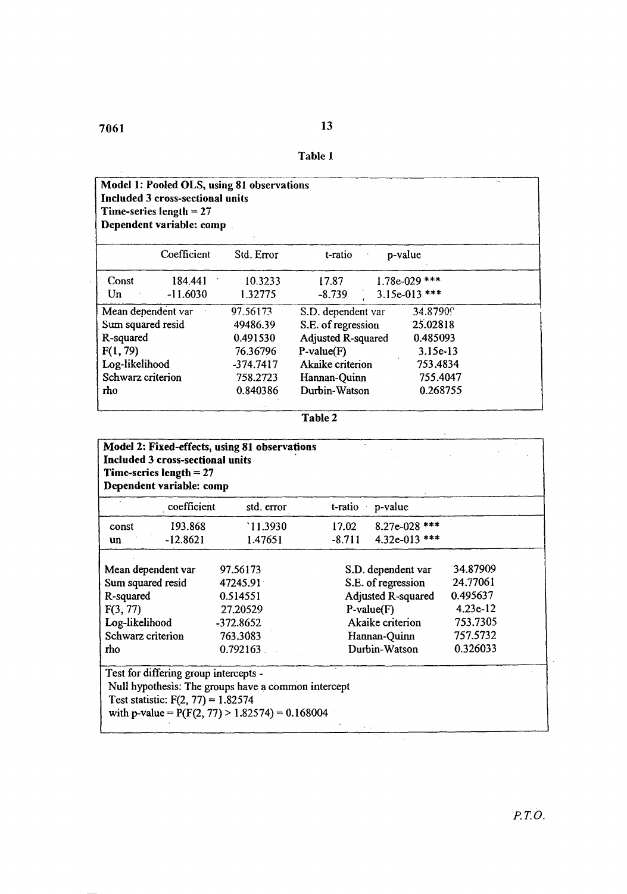**Table 1**

**Model 1: Pooled OLS, using 81 observations**
**Included 3 cross-sectional units**
**Time-series length = 27**
**Dependent variable: comp**

| | Coefficient | Std. Error | t-ratio | p-value |
|---|---|---|---|---|
| Const | 184.441 | 10.3233 | 17.87 | 1.78e-029 *** |
| Un | -11.6030 | 1.32775 | -8.739 | 3.15e-013 *** |

| | | | |
|---|---|---|---|
| Mean dependent var | 97.56173 | S.D. dependent var | 34.87909 |
| Sum squared resid | 49486.39 | S.E. of regression | 25.02818 |
| R-squared | 0.491530 | Adjusted R-squared | 0.485093 |
| F(1, 79) | 76.36796 | P-value(F) | 3.15e-13 |
| Log-likelihood | -374.7417 | Akaike criterion | 753.4834 |
| Schwarz criterion | 758.2723 | Hannan-Quinn | 755.4047 |
| rho | 0.840386 | Durbin-Watson | 0.268755 |

**Table 2**

**Model 2: Fixed-effects, using 81 observations**
**Included 3 cross-sectional units**
**Time-series length = 27**
**Dependent variable: comp**

| | coefficient | std. error | t-ratio | p-value |
|---|---|---|---|---|
| const | 193.868 | 11.3930 | 17.02 | 8.27e-028 *** |
| un | -12.8621 | 1.47651 | -8.711 | 4.32e-013 *** |

| | | | |
|---|---|---|---|
| Mean dependent var | 97.56173 | S.D. dependent var | 34.87909 |
| Sum squared resid | 47245.91 | S.E. of regression | 24.77061 |
| R-squared | 0.514551 | Adjusted R-squared | 0.495637 |
| F(3, 77) | 27.20529 | P-value(F) | 4.23e-12 |
| Log-likelihood | -372.8652 | Akaike criterion | 753.7305 |
| Schwarz criterion | 763.3083 | Hannan-Quinn | 757.5732 |
| rho | 0.792163 | Durbin-Watson | 0.326033 |

Test for differing group intercepts -
Null hypothesis: The groups have a common intercept
Test statistic: $F(2, 77) = 1.82574$
with p-value = $P(F(2, 77) > 1.82574) = 0.168004$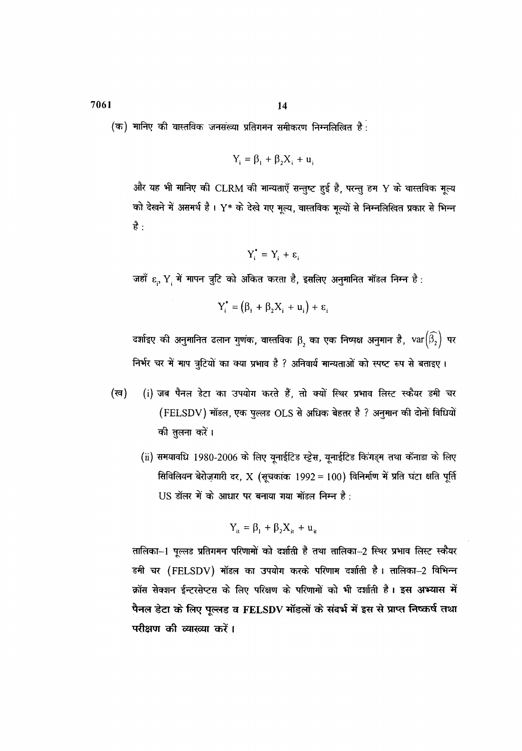(क) मानिए की वास्तविक जनसंख्या प्रतिगमन समीकरण निम्नलिखित है :

$$Y_i = \beta_1 + \beta_2 X_i + u_i$$

और यह भी मानिए की CLRM की मान्यताएँ सन्तुष्ट हुई है, परन्तु हम Y के वास्तविक मूल्य को देखने में असमर्थ है । Y* के देखे गए मूल्य, वास्तविक मूल्यों से निम्नलिखित प्रकार से भिन्न है :

$$Y_i^* = Y_i + \varepsilon_i$$

जहाँ $\varepsilon_i$, $Y_i$ में मापन त्रुटि को अंकित करता है, इसलिए अनुमानित मॉडल निम्न है :

$$Y_i^* = \left(\beta_1 + \beta_2 X_i + u_i\right) + \varepsilon_i$$

दर्शाइए की अनुमानित ढलान गुणंक, वास्तविक $\beta_2$ का एक निष्पक्ष अनुमान है, $\text{var}\left(\widehat{\beta_2}\right)$ पर निर्भर चर में माप त्रुटियों का क्या प्रभाव है ? अनिवार्य मान्यताओं को स्पष्ट रूप से बताइए ।

(ख) (i) जब पैनल डेटा का उपयोग करते हैं, तो क्यों स्थिर प्रभाव लिस्ट स्कैयर डमी चर (FELSDV) मॉडल, एक पुल्लड OLS से अधिक बेहतर है ? अनुमान की दोनों विधियों की तुलना करें ।

(ii) समयावधि 1980-2006 के लिए यूनाईटिड स्ट्रेस, यूनाईटिड किंगड्म तथा कॅनाडा के लिए सिविलियन बेरोज़गारी दर, X (सूचकांक 1992 = 100) विनिर्माण में प्रति घंटा क्षति पूर्ति US डॉलर में के आधार पर बनाया गया मॉडल निम्न है :

$$Y_{it} = \beta_1 + \beta_2 X_{it} + u_{it}$$

तालिका–1 पूल्लड प्रतिगमन परिणामों को दर्शाती है तथा तालिका–2 स्थिर प्रभाव लिस्ट स्कैयर डमी चर (FELSDV) मॉडल का उपयोग करके परिणाम दर्शाती है । तालिका–2 विभिन्न क्रॉस सेक्शन ईन्टरसेप्टस के लिए परिक्षण के परिणामों को भी दर्शाती है । **इस अभ्यास में पैनल डेटा के लिए पूल्लड व FELSDV मॉडलों के संदर्भ में इस से प्राप्त निष्कर्ष तथा परीक्षण की व्यारव्या करें ।**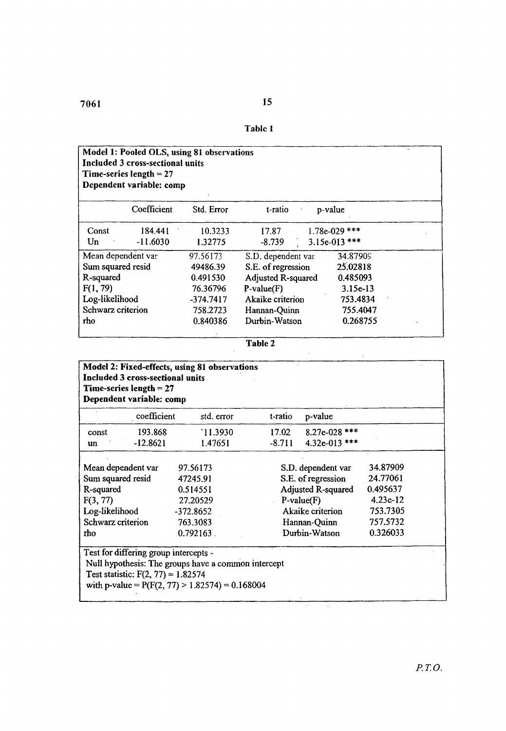**Table 1**

**Model 1: Pooled OLS, using 81 observations**
**Included 3 cross-sectional units**
**Time-series length = 27**
**Dependent variable: comp**

| | Coefficient | Std. Error | t-ratio | p-value |
|---|---|---|---|---|
| Const | 184.441 | 10.3233 | 17.87 | 1.78e-029 *** |
| Un | -11.6030 | 1.32775 | -8.739 | 3.15e-013 *** |

| | | | |
|---|---|---|---|
| Mean dependent var | 97.56173 | S.D. dependent var | 34.87909 |
| Sum squared resid | 49486.39 | S.E. of regression | 25.02818 |
| R-squared | 0.491530 | Adjusted R-squared | 0.485093 |
| F(1, 79) | 76.36796 | P-value(F) | 3.15e-13 |
| Log-likelihood | -374.7417 | Akaike criterion | 753.4834 |
| Schwarz criterion | 758.2723 | Hannan-Quinn | 755.4047 |
| rho | 0.840386 | Durbin-Watson | 0.268755 |

**Table 2**

**Model 2: Fixed-effects, using 81 observations**
**Included 3 cross-sectional units**
**Time-series length = 27**
**Dependent variable: comp**

| | coefficient | std. error | t-ratio | p-value |
|---|---|---|---|---|
| const | 193.868 | 11.3930 | 17.02 | 8.27e-028 *** |
| un | -12.8621 | 1.47651 | -8.711 | 4.32e-013 *** |

| | | | |
|---|---|---|---|
| Mean dependent var | 97.56173 | S.D. dependent var | 34.87909 |
| Sum squared resid | 47245.91 | S.E. of regression | 24.77061 |
| R-squared | 0.514551 | Adjusted R-squared | 0.495637 |
| F(3, 77) | 27.20529 | P-value(F) | 4.23e-12 |
| Log-likelihood | -372.8652 | Akaike criterion | 753.7305 |
| Schwarz criterion | 763.3083 | Hannan-Quinn | 757.5732 |
| rho | 0.792163 | Durbin-Watson | 0.326033 |

Test for differing group intercepts -
Null hypothesis: The groups have a common intercept
Test statistic: F(2, 77) = 1.82574
with p-value = P(F(2, 77) > 1.82574) = 0.168004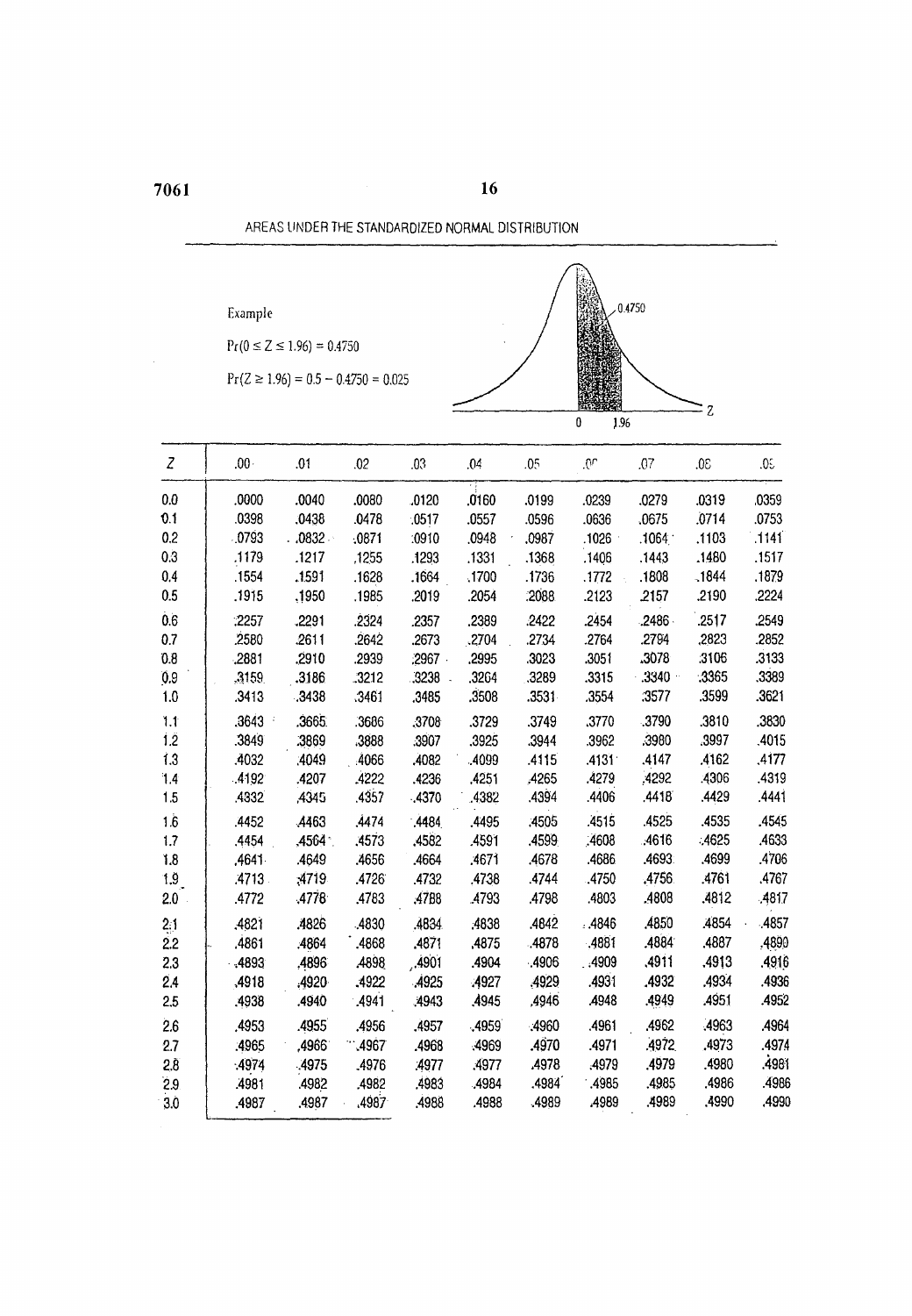AREAS UNDER THE STANDARDIZED NORMAL DISTRIBUTION

Example

$\Pr(0 \le Z \le 1.96) = 0.4750$

$\Pr(Z \ge 1.96) = 0.5 - 0.4750 = 0.025$

| Z | .00 | .01 | .02 | .03 | .04 | .05 | .06 | .07 | .08 | .09 |
|---|---|---|---|---|---|---|---|---|---|---|
| 0.0 | .0000 | .0040 | .0080 | .0120 | .0160 | .0199 | .0239 | .0279 | .0319 | .0359 |
| 0.1 | .0398 | .0438 | .0478 | .0517 | .0557 | .0596 | .0636 | .0675 | .0714 | .0753 |
| 0.2 | .0793 | .0832 | .0871 | .0910 | .0948 | .0987 | .1026 | .1064 | .1103 | .1141 |
| 0.3 | .1179 | .1217 | .1255 | .1293 | .1331 | .1368 | .1406 | .1443 | .1480 | .1517 |
| 0.4 | .1554 | .1591 | .1628 | .1664 | .1700 | .1736 | .1772 | .1808 | .1844 | .1879 |
| 0.5 | .1915 | .1950 | .1985 | .2019 | .2054 | .2088 | .2123 | .2157 | .2190 | .2224 |
| 0.6 | .2257 | .2291 | .2324 | .2357 | .2389 | .2422 | .2454 | .2486 | .2517 | .2549 |
| 0.7 | .2580 | .2611 | .2642 | .2673 | .2704 | .2734 | .2764 | .2794 | .2823 | .2852 |
| 0.8 | .2881 | .2910 | .2939 | .2967 | .2995 | .3023 | .3051 | .3078 | .3106 | .3133 |
| 0.9 | .3159 | .3186 | .3212 | .3238 | .3264 | .3289 | .3315 | .3340 | .3365 | .3389 |
| 1.0 | .3413 | .3438 | .3461 | .3485 | .3508 | .3531 | .3554 | .3577 | .3599 | .3621 |
| 1.1 | .3643 | .3665 | .3686 | .3708 | .3729 | .3749 | .3770 | .3790 | .3810 | .3830 |
| 1.2 | .3849 | .3869 | .3888 | .3907 | .3925 | .3944 | .3962 | .3980 | .3997 | .4015 |
| 1.3 | .4032 | .4049 | .4066 | .4082 | .4099 | .4115 | .4131 | .4147 | .4162 | .4177 |
| 1.4 | .4192 | .4207 | .4222 | .4236 | .4251 | .4265 | .4279 | .4292 | .4306 | .4319 |
| 1.5 | .4332 | .4345 | .4357 | .4370 | .4382 | .4394 | .4406 | .4418 | .4429 | .4441 |
| 1.6 | .4452 | .4463 | .4474 | .4484 | .4495 | .4505 | .4515 | .4525 | .4535 | .4545 |
| 1.7 | .4454 | .4564 | .4573 | .4582 | .4591 | .4599 | .4608 | .4616 | .4625 | .4633 |
| 1.8 | .4641 | .4649 | .4656 | .4664 | .4671 | .4678 | .4686 | .4693 | .4699 | .4706 |
| 1.9 | .4713 | .4719 | .4726 | .4732 | .4738 | .4744 | .4750 | .4756 | .4761 | .4767 |
| 2.0 | .4772 | .4778 | .4783 | .4788 | .4793 | .4798 | .4803 | .4808 | .4812 | .4817 |
| 2.1 | .4821 | .4826 | .4830 | .4834 | .4838 | .4842 | .4846 | .4850 | .4854 | .4857 |
| 2.2 | .4861 | .4864 | .4868 | .4871 | .4875 | .4878 | .4881 | .4884 | .4887 | .4890 |
| 2.3 | .4893 | .4896 | .4898 | .4901 | .4904 | .4906 | .4909 | .4911 | .4913 | .4916 |
| 2.4 | .4918 | .4920 | .4922 | .4925 | .4927 | .4929 | .4931 | .4932 | .4934 | .4936 |
| 2.5 | .4938 | .4940 | .4941 | .4943 | .4945 | .4946 | .4948 | .4949 | .4951 | .4952 |
| 2.6 | .4953 | .4955 | .4956 | .4957 | .4959 | .4960 | .4961 | .4962 | .4963 | .4964 |
| 2.7 | .4965 | .4966 | .4967 | .4968 | .4969 | .4970 | .4971 | .4972 | .4973 | .4974 |
| 2.8 | .4974 | .4975 | .4976 | .4977 | .4977 | .4978 | .4979 | .4979 | .4980 | .4981 |
| 2.9 | .4981 | .4982 | .4982 | .4983 | .4984 | .4984 | .4985 | .4985 | .4986 | .4986 |
| 3.0 | .4987 | .4987 | .4987 | .4988 | .4988 | .4989 | .4989 | .4989 | .4990 | .4990 |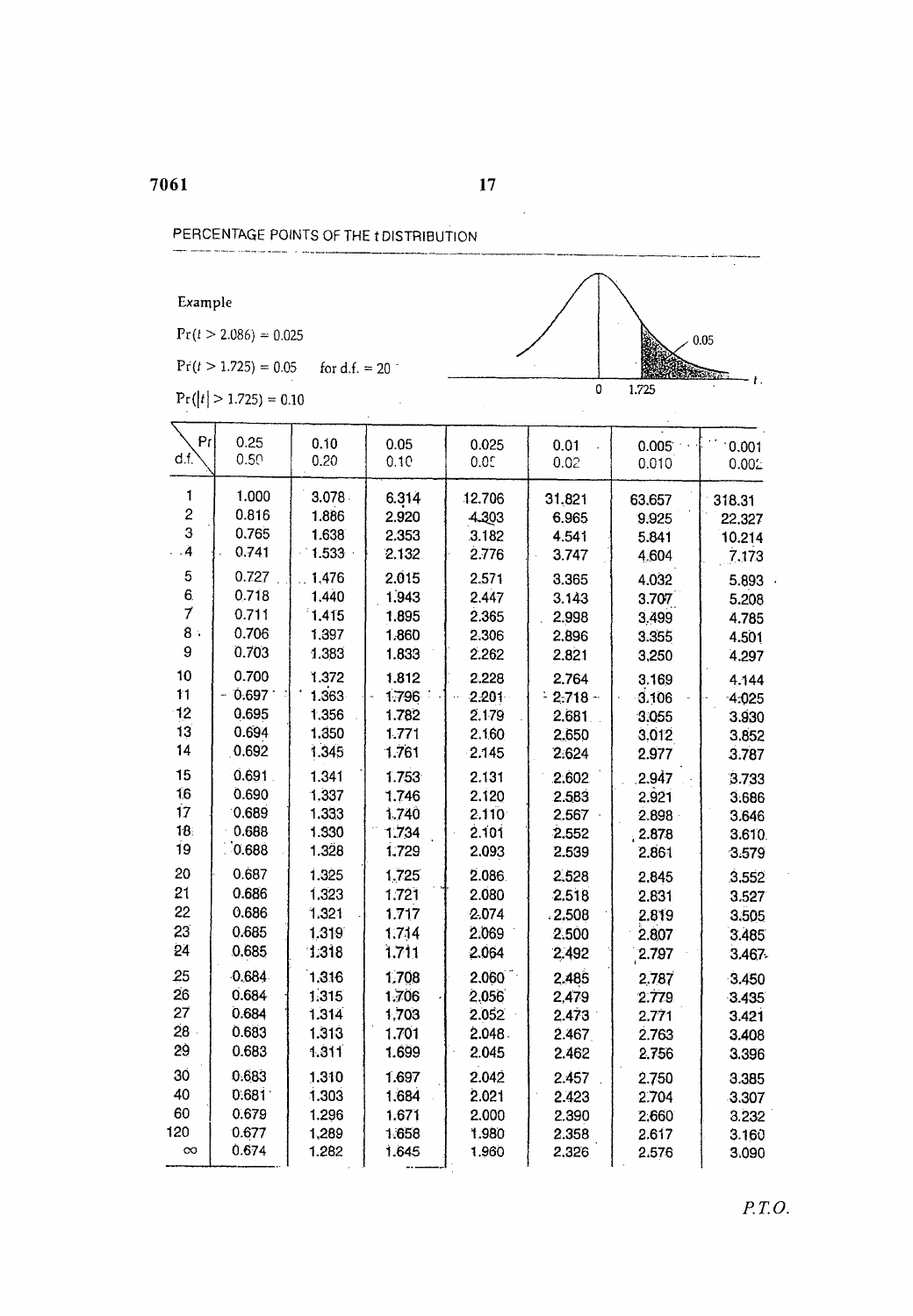PERCENTAGE POINTS OF THE *t* DISTRIBUTION

Example

$\Pr(t > 2.086) = 0.025$

$\Pr(t > 1.725) = 0.05$ for d.f. = 20

$\Pr(|t| > 1.725) = 0.10$

| Pr / d.f. | 0.25<br>0.50 | 0.10<br>0.20 | 0.05<br>0.10 | 0.025<br>0.05 | 0.01<br>0.02 | 0.005<br>0.010 | 0.001<br>0.002 |
|---|---|---|---|---|---|---|---|
| 1 | 1.000 | 3.078 | 6.314 | 12.706 | 31.821 | 63.657 | 318.31 |
| 2 | 0.816 | 1.886 | 2.920 | 4.303 | 6.965 | 9.925 | 22.327 |
| 3 | 0.765 | 1.638 | 2.353 | 3.182 | 4.541 | 5.841 | 10.214 |
| 4 | 0.741 | 1.533 | 2.132 | 2.776 | 3.747 | 4.604 | 7.173 |
| 5 | 0.727 | 1.476 | 2.015 | 2.571 | 3.365 | 4.032 | 5.893 |
| 6 | 0.718 | 1.440 | 1.943 | 2.447 | 3.143 | 3.707 | 5.208 |
| 7 | 0.711 | 1.415 | 1.895 | 2.365 | 2.998 | 3.499 | 4.785 |
| 8 | 0.706 | 1.397 | 1.860 | 2.306 | 2.896 | 3.355 | 4.501 |
| 9 | 0.703 | 1.383 | 1.833 | 2.262 | 2.821 | 3.250 | 4.297 |
| 10 | 0.700 | 1.372 | 1.812 | 2.228 | 2.764 | 3.169 | 4.144 |
| 11 | 0.697 | 1.363 | 1.796 | 2.201 | 2.718 | 3.106 | 4.025 |
| 12 | 0.695 | 1.356 | 1.782 | 2.179 | 2.681 | 3.055 | 3.930 |
| 13 | 0.694 | 1.350 | 1.771 | 2.160 | 2.650 | 3.012 | 3.852 |
| 14 | 0.692 | 1.345 | 1.761 | 2.145 | 2.624 | 2.977 | 3.787 |
| 15 | 0.691 | 1.341 | 1.753 | 2.131 | 2.602 | 2.947 | 3.733 |
| 16 | 0.690 | 1.337 | 1.746 | 2.120 | 2.583 | 2.921 | 3.686 |
| 17 | 0.689 | 1.333 | 1.740 | 2.110 | 2.567 | 2.898 | 3.646 |
| 18 | 0.688 | 1.330 | 1.734 | 2.101 | 2.552 | 2.878 | 3.610 |
| 19 | 0.688 | 1.328 | 1.729 | 2.093 | 2.539 | 2.861 | 3.579 |
| 20 | 0.687 | 1.325 | 1.725 | 2.086 | 2.528 | 2.845 | 3.552 |
| 21 | 0.686 | 1.323 | 1.721 | 2.080 | 2.518 | 2.831 | 3.527 |
| 22 | 0.686 | 1.321 | 1.717 | 2.074 | 2.508 | 2.819 | 3.505 |
| 23 | 0.685 | 1.319 | 1.714 | 2.069 | 2.500 | 2.807 | 3.485 |
| 24 | 0.685 | 1.318 | 1.711 | 2.064 | 2.492 | 2.797 | 3.467 |
| 25 | 0.684 | 1.316 | 1.708 | 2.060 | 2.485 | 2.787 | 3.450 |
| 26 | 0.684 | 1.315 | 1.706 | 2.056 | 2.479 | 2.779 | 3.435 |
| 27 | 0.684 | 1.314 | 1.703 | 2.052 | 2.473 | 2.771 | 3.421 |
| 28 | 0.683 | 1.313 | 1.701 | 2.048 | 2.467 | 2.763 | 3.408 |
| 29 | 0.683 | 1.311 | 1.699 | 2.045 | 2.462 | 2.756 | 3.396 |
| 30 | 0.683 | 1.310 | 1.697 | 2.042 | 2.457 | 2.750 | 3.385 |
| 40 | 0.681 | 1.303 | 1.684 | 2.021 | 2.423 | 2.704 | 3.307 |
| 60 | 0.679 | 1.296 | 1.671 | 2.000 | 2.390 | 2.660 | 3.232 |
| 120 | 0.677 | 1.289 | 1.658 | 1.980 | 2.358 | 2.617 | 3.160 |
| $\infty$ | 0.674 | 1.282 | 1.645 | 1.960 | 2.326 | 2.576 | 3.090 |

P.T.O.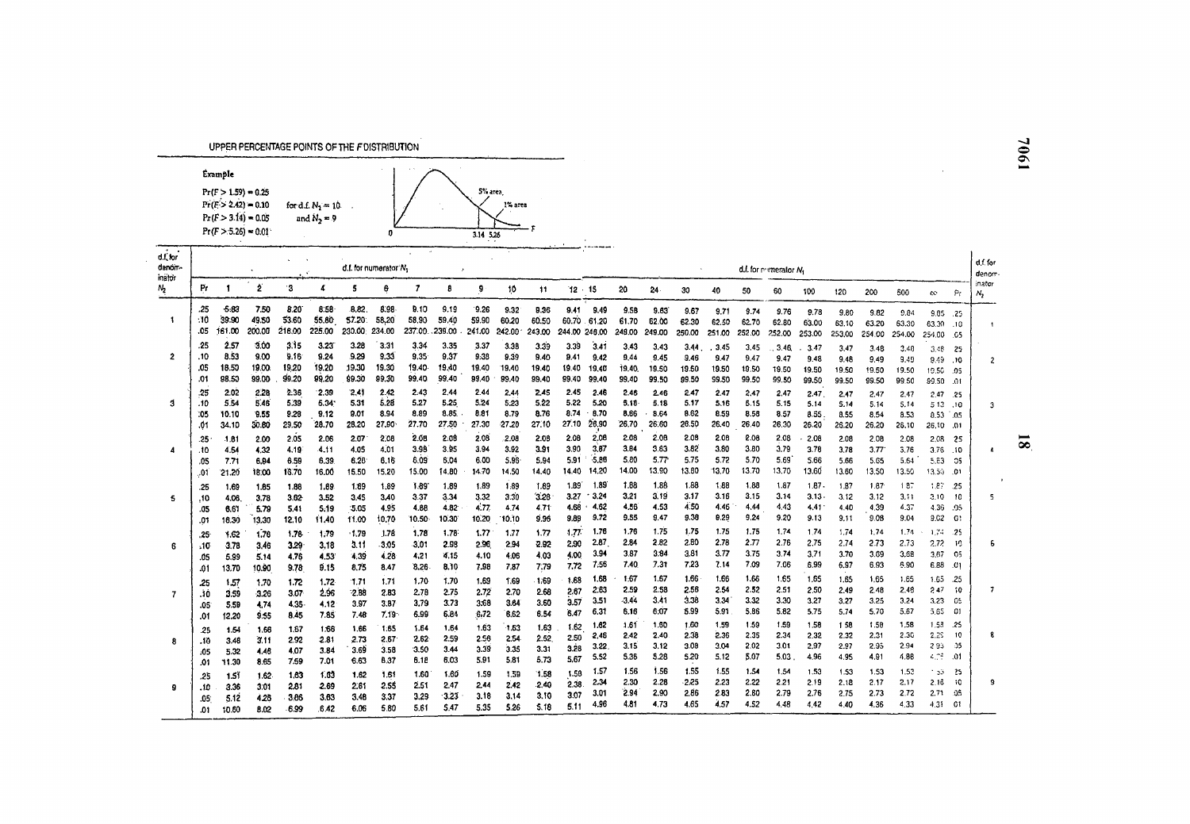## UPPER PERCENTAGE POINTS OF THE $F$ DISTRIBUTION

**Example**

$\Pr(F > 1.59) = 0.25$
$\Pr(F > 2.42) = 0.10$ for d.f. $N_1 = 10$
$\Pr(F > 3.14) = 0.05$ and $N_2 = 9$
$\Pr(F > 5.26) = 0.01$

(Figure labels: 5% area, 1% area, 0, 3.14, 5.26, $F$)

| d.f. for denominator $N_2$ | Pr | 1 | 2 | 3 | 4 | 5 | 6 | 7 | 8 | 9 | 10 | 11 | 12 | 15 | 20 | 24 | 30 | 40 | 50 | 60 | 100 | 120 | 200 | 500 | ∞ | Pr | d.f. for denominator $N_2$ |
|---|---|---|---|---|---|---|---|---|---|---|---|---|---|---|---|---|---|---|---|---|---|---|---|---|---|---|---|
| | | d.f. for numerator $N_1$ | | | | | | | | | | | | d.f. for numerator $N_1$ | | | | | | | | | | | | | |
| 1 | .25 | 5.83 | 7.50 | 8.20 | 8.58 | 8.82 | 8.98 | 9.10 | 9.19 | 9.26 | 9.32 | 9.36 | 9.41 | 9.49 | 9.58 | 9.63 | 9.67 | 9.71 | 9.74 | 9.76 | 9.78 | 9.80 | 9.82 | 9.84 | 9.85 | .25 | 1 |
| | .10 | 39.90 | 49.50 | 53.60 | 55.80 | 57.20 | 58.20 | 58.90 | 59.40 | 59.90 | 60.20 | 60.50 | 60.70 | 61.20 | 61.70 | 62.00 | 62.30 | 62.50 | 62.70 | 62.80 | 63.00 | 63.10 | 63.20 | 63.30 | 63.30 | .10 | |
| | .05 | 161.00 | 200.00 | 216.00 | 225.00 | 230.00 | 234.00 | 237.00 | 239.00 | 241.00 | 242.00 | 243.00 | 244.00 | 246.00 | 248.00 | 249.00 | 250.00 | 251.00 | 252.00 | 252.00 | 253.00 | 253.00 | 254.00 | 254.00 | 254.00 | .05 | |
| 2 | .25 | 2.57 | 3.00 | 3.15 | 3.23 | 3.28 | 3.31 | 3.34 | 3.35 | 3.37 | 3.38 | 3.39 | 3.39 | 3.41 | 3.43 | 3.43 | 3.44 | 3.45 | 3.45 | 3.46 | 3.47 | 3.47 | 3.48 | 3.48 | 3.48 | .25 | 2 |
| | .10 | 8.53 | 9.00 | 9.16 | 9.24 | 9.29 | 9.33 | 9.35 | 9.37 | 9.38 | 9.39 | 9.40 | 9.41 | 9.42 | 9.44 | 9.45 | 9.46 | 9.47 | 9.47 | 9.47 | 9.48 | 9.48 | 9.49 | 9.49 | 9.49 | .10 | |
| | .05 | 18.50 | 19.00 | 19.20 | 19.20 | 19.30 | 19.30 | 19.40 | 19.40 | 19.40 | 19.40 | 19.40 | 19.40 | 19.40 | 19.40 | 19.50 | 19.50 | 19.50 | 19.50 | 19.50 | 19.50 | 19.50 | 19.50 | 19.50 | 19.50 | .05 | |
| | .01 | 98.50 | 99.00 | 99.20 | 99.20 | 99.30 | 99.30 | 99.40 | 99.40 | 99.40 | 99.40 | 99.40 | 99.40 | 99.40 | 99.40 | 99.50 | 99.50 | 99.50 | 99.50 | 99.50 | 99.50 | 99.50 | 99.50 | 99.50 | 99.50 | .01 | |
| 3 | .25 | 2.02 | 2.28 | 2.36 | 2.39 | 2.41 | 2.42 | 2.43 | 2.44 | 2.44 | 2.44 | 2.45 | 2.45 | 2.46 | 2.46 | 2.46 | 2.47 | 2.47 | 2.47 | 2.47 | 2.47 | 2.47 | 2.47 | 2.47 | 2.47 | .25 | 3 |
| | .10 | 5.54 | 5.46 | 5.39 | 5.34 | 5.31 | 5.28 | 5.27 | 5.25 | 5.24 | 5.23 | 5.22 | 5.22 | 5.20 | 5.18 | 5.18 | 5.17 | 5.16 | 5.15 | 5.15 | 5.14 | 5.14 | 5.14 | 5.14 | 5.13 | .10 | |
| | .05 | 10.10 | 9.55 | 9.28 | 9.12 | 9.01 | 8.94 | 8.89 | 8.85 | 8.81 | 8.79 | 8.76 | 8.74 | 8.70 | 8.66 | 8.64 | 8.62 | 8.59 | 8.58 | 8.57 | 8.55 | 8.55 | 8.54 | 8.53 | 8.53 | .05 | |
| | .01 | 34.10 | 30.80 | 29.50 | 28.70 | 28.20 | 27.90 | 27.70 | 27.50 | 27.30 | 27.20 | 27.10 | 27.10 | 26.90 | 26.70 | 26.60 | 26.50 | 26.40 | 26.40 | 26.30 | 26.20 | 26.20 | 26.20 | 26.10 | 26.10 | .01 | |
| 4 | .25 | 1.81 | 2.00 | 2.05 | 2.06 | 2.07 | 2.08 | 2.08 | 2.08 | 2.08 | 2.08 | 2.08 | 2.08 | 2.08 | 2.08 | 2.08 | 2.08 | 2.08 | 2.08 | 2.08 | 2.08 | 2.08 | 2.08 | 2.08 | 2.08 | .25 | 4 |
| | .10 | 4.54 | 4.32 | 4.19 | 4.11 | 4.05 | 4.01 | 3.98 | 3.95 | 3.94 | 3.92 | 3.91 | 3.90 | 3.87 | 3.84 | 3.83 | 3.82 | 3.80 | 3.80 | 3.79 | 3.78 | 3.78 | 3.77 | 3.76 | 3.76 | .10 | |
| | .05 | 7.71 | 6.94 | 6.59 | 6.39 | 6.26 | 6.16 | 6.09 | 6.04 | 6.00 | 5.96 | 5.94 | 5.91 | 5.86 | 5.80 | 5.77 | 5.75 | 5.72 | 5.70 | 5.69 | 5.66 | 5.66 | 5.65 | 5.64 | 5.63 | .05 | |
| | .01 | 21.20 | 18.00 | 16.70 | 16.00 | 15.50 | 15.20 | 15.00 | 14.80 | 14.70 | 14.50 | 14.40 | 14.40 | 14.20 | 14.00 | 13.90 | 13.80 | 13.70 | 13.70 | 13.70 | 13.60 | 13.60 | 13.50 | 13.50 | 13.50 | .01 | |
| 5 | .25 | 1.69 | 1.85 | 1.88 | 1.89 | 1.89 | 1.89 | 1.89 | 1.89 | 1.89 | 1.89 | 1.89 | 1.89 | 1.89 | 1.88 | 1.88 | 1.88 | 1.88 | 1.88 | 1.87 | 1.87 | 1.87 | 1.87 | 1.87 | 1.87 | .25 | 5 |
| | .10 | 4.06 | 3.78 | 3.62 | 3.52 | 3.45 | 3.40 | 3.37 | 3.34 | 3.32 | 3.30 | 3.28 | 3.27 | 3.24 | 3.21 | 3.19 | 3.17 | 3.16 | 3.15 | 3.14 | 3.13 | 3.12 | 3.12 | 3.11 | 3.10 | .10 | |
| | .05 | 6.61 | 5.79 | 5.41 | 5.19 | 5.05 | 4.95 | 4.88 | 4.82 | 4.77 | 4.74 | 4.71 | 4.68 | 4.62 | 4.56 | 4.53 | 4.50 | 4.46 | 4.44 | 4.43 | 4.41 | 4.40 | 4.39 | 4.37 | 4.36 | .05 | |
| | .01 | 16.30 | 13.30 | 12.10 | 11.40 | 11.00 | 10.70 | 10.50 | 10.30 | 10.20 | 10.10 | 9.96 | 9.89 | 9.72 | 9.55 | 9.47 | 9.38 | 9.29 | 9.24 | 9.20 | 9.13 | 9.11 | 9.08 | 9.04 | 9.02 | .01 | |
| 6 | .25 | 1.62 | 1.76 | 1.78 | 1.79 | 1.79 | 1.78 | 1.78 | 1.78 | 1.77 | 1.77 | 1.77 | 1.77 | 1.76 | 1.76 | 1.75 | 1.75 | 1.75 | 1.75 | 1.74 | 1.74 | 1.74 | 1.74 | 1.74 | 1.74 | .25 | 6 |
| | .10 | 3.78 | 3.46 | 3.29 | 3.18 | 3.11 | 3.05 | 3.01 | 2.98 | 2.96 | 2.94 | 2.92 | 2.90 | 2.87 | 2.84 | 2.82 | 2.80 | 2.78 | 2.77 | 2.76 | 2.75 | 2.74 | 2.73 | 2.73 | 2.72 | .10 | |
| | .05 | 5.99 | 5.14 | 4.76 | 4.53 | 4.39 | 4.28 | 4.21 | 4.15 | 4.10 | 4.06 | 4.03 | 4.00 | 3.94 | 3.87 | 3.84 | 3.81 | 3.77 | 3.75 | 3.74 | 3.71 | 3.70 | 3.69 | 3.68 | 3.67 | .05 | |
| | .01 | 13.70 | 10.90 | 9.78 | 9.15 | 8.75 | 8.47 | 8.26 | 8.10 | 7.98 | 7.87 | 7.79 | 7.72 | 7.56 | 7.40 | 7.31 | 7.23 | 7.14 | 7.09 | 7.06 | 6.99 | 6.97 | 6.93 | 6.90 | 6.88 | .01 | |
| 7 | .25 | 1.57 | 1.70 | 1.72 | 1.72 | 1.71 | 1.71 | 1.70 | 1.70 | 1.69 | 1.69 | 1.69 | 1.68 | 1.68 | 1.67 | 1.67 | 1.66 | 1.66 | 1.66 | 1.65 | 1.65 | 1.65 | 1.65 | 1.65 | 1.65 | .25 | 7 |
| | .10 | 3.59 | 3.26 | 3.07 | 2.96 | 2.88 | 2.83 | 2.78 | 2.75 | 2.72 | 2.70 | 2.68 | 2.67 | 2.63 | 2.59 | 2.58 | 2.56 | 2.54 | 2.52 | 2.51 | 2.50 | 2.49 | 2.48 | 2.48 | 2.47 | .10 | |
| | .05 | 5.59 | 4.74 | 4.35 | 4.12 | 3.97 | 3.87 | 3.79 | 3.73 | 3.68 | 3.64 | 3.60 | 3.57 | 3.51 | 3.44 | 3.41 | 3.38 | 3.34 | 3.32 | 3.30 | 3.27 | 3.27 | 3.25 | 3.24 | 3.23 | .05 | |
| | .01 | 12.20 | 9.55 | 8.45 | 7.85 | 7.46 | 7.19 | 6.99 | 6.84 | 6.72 | 6.62 | 6.54 | 6.47 | 6.31 | 6.16 | 6.07 | 5.99 | 5.91 | 5.86 | 5.82 | 5.75 | 5.74 | 5.70 | 5.67 | 5.65 | .01 | |
| 8 | .25 | 1.54 | 1.66 | 1.67 | 1.66 | 1.66 | 1.65 | 1.64 | 1.64 | 1.63 | 1.63 | 1.63 | 1.62 | 1.62 | 1.61 | 1.60 | 1.60 | 1.59 | 1.59 | 1.59 | 1.58 | 1.58 | 1.58 | 1.58 | 1.58 | .25 | 8 |
| | .10 | 3.46 | 3.11 | 2.92 | 2.81 | 2.73 | 2.67 | 2.62 | 2.59 | 2.56 | 2.54 | 2.52 | 2.50 | 2.46 | 2.42 | 2.40 | 2.38 | 2.36 | 2.35 | 2.34 | 2.32 | 2.32 | 2.31 | 2.30 | 2.29 | .10 | |
| | .05 | 5.32 | 4.46 | 4.07 | 3.84 | 3.69 | 3.58 | 3.50 | 3.44 | 3.39 | 3.35 | 3.31 | 3.28 | 3.22 | 3.15 | 3.12 | 3.08 | 3.04 | 3.02 | 3.01 | 2.97 | 2.97 | 2.95 | 2.94 | 2.93 | .05 | |
| | .01 | 11.30 | 8.65 | 7.59 | 7.01 | 6.63 | 6.37 | 6.18 | 6.03 | 5.91 | 5.81 | 5.73 | 5.67 | 5.52 | 5.36 | 5.28 | 5.20 | 5.12 | 5.07 | 5.03 | 4.96 | 4.95 | 4.91 | 4.88 | 4.86 | .01 | |
| 9 | .25 | 1.51 | 1.62 | 1.63 | 1.63 | 1.62 | 1.61 | 1.60 | 1.60 | 1.59 | 1.59 | 1.58 | 1.58 | 1.57 | 1.56 | 1.56 | 1.55 | 1.55 | 1.54 | 1.54 | 1.53 | 1.53 | 1.53 | 1.53 | 1.53 | .25 | 9 |
| | .10 | 3.36 | 3.01 | 2.81 | 2.69 | 2.61 | 2.55 | 2.51 | 2.47 | 2.44 | 2.42 | 2.40 | 2.38 | 2.34 | 2.30 | 2.28 | 2.25 | 2.23 | 2.22 | 2.21 | 2.19 | 2.18 | 2.17 | 2.17 | 2.16 | .10 | |
| | .05 | 5.12 | 4.26 | 3.86 | 3.63 | 3.48 | 3.37 | 3.29 | 3.23 | 3.18 | 3.14 | 3.10 | 3.07 | 3.01 | 2.94 | 2.90 | 2.86 | 2.83 | 2.80 | 2.79 | 2.76 | 2.75 | 2.73 | 2.72 | 2.71 | .05 | |
| | .01 | 10.60 | 8.02 | 6.99 | 6.42 | 6.06 | 5.80 | 5.61 | 5.47 | 5.35 | 5.26 | 5.18 | 5.11 | 4.96 | 4.81 | 4.73 | 4.65 | 4.57 | 4.52 | 4.48 | 4.42 | 4.40 | 4.36 | 4.33 | 4.31 | .01 | |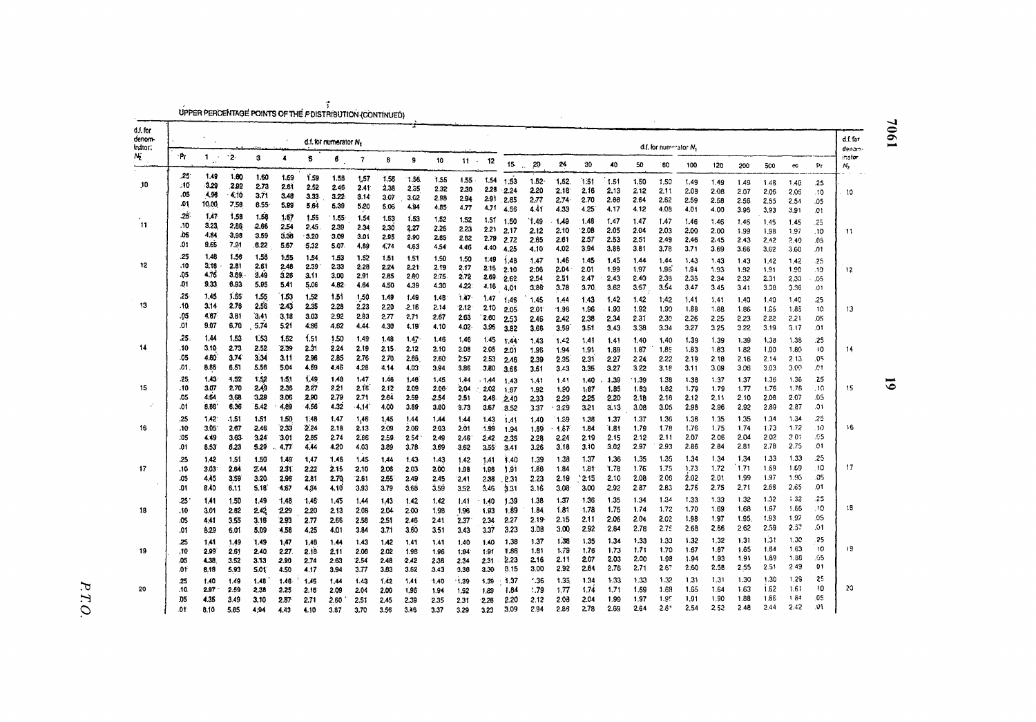UPPER PERCENTAGE POINTS OF THE $F$ DISTRIBUTION (CONTINUED)

| d.f. for denominator $N_2$ | Pr | d.f. for numerator $N_1$ | | | | | | | | | | | | d.f. for numerator $N_1$ | | | | | | | | | | | | Pr | d.f. for denominator $N_2$ |
|---|---|---|---|---|---|---|---|---|---|---|---|---|---|---|---|---|---|---|---|---|---|---|---|---|---|---|---|
| | | 1 | 2 | 3 | 4 | 5 | 6 | 7 | 8 | 9 | 10 | 11 | 12 | 15 | 20 | 24 | 30 | 40 | 50 | 60 | 100 | 120 | 200 | 500 | ∞ | | |
| 10 | .25 | 1.49 | 1.60 | 1.60 | 1.59 | 1.59 | 1.58 | 1.57 | 1.56 | 1.56 | 1.55 | 1.55 | 1.54 | 1.53 | 1.52 | 1.52 | 1.51 | 1.51 | 1.50 | 1.50 | 1.49 | 1.49 | 1.49 | 1.48 | 1.48 | .25 | 10 |
| | .10 | 3.29 | 2.92 | 2.73 | 2.61 | 2.52 | 2.46 | 2.41 | 2.38 | 2.35 | 2.32 | 2.30 | 2.28 | 2.24 | 2.20 | 2.18 | 2.16 | 2.13 | 2.12 | 2.11 | 2.09 | 2.08 | 2.07 | 2.06 | 2.06 | .10 | |
| | .05 | 4.96 | 4.10 | 3.71 | 3.48 | 3.33 | 3.22 | 3.14 | 3.07 | 3.02 | 2.98 | 2.94 | 2.91 | 2.85 | 2.77 | 2.74 | 2.70 | 2.66 | 2.64 | 2.62 | 2.59 | 2.58 | 2.56 | 2.55 | 2.54 | .05 | |
| | .01 | 10.00 | 7.56 | 6.55 | 5.99 | 5.64 | 5.39 | 5.20 | 5.06 | 4.94 | 4.85 | 4.77 | 4.71 | 4.56 | 4.41 | 4.33 | 4.25 | 4.17 | 4.12 | 4.08 | 4.01 | 4.00 | 3.96 | 3.93 | 3.91 | .01 | |
| 11 | .25 | 1.47 | 1.58 | 1.58 | 1.57 | 1.56 | 1.55 | 1.54 | 1.53 | 1.53 | 1.52 | 1.52 | 1.51 | 1.50 | 1.49 | 1.49 | 1.48 | 1.47 | 1.47 | 1.47 | 1.46 | 1.46 | 1.46 | 1.45 | 1.45 | .25 | 11 |
| | .10 | 3.23 | 2.86 | 2.66 | 2.54 | 2.45 | 2.39 | 2.34 | 2.30 | 2.27 | 2.25 | 2.23 | 2.21 | 2.17 | 2.12 | 2.10 | 2.08 | 2.05 | 2.04 | 2.03 | 2.00 | 2.00 | 1.99 | 1.98 | 1.97 | .10 | |
| | .05 | 4.84 | 3.98 | 3.59 | 3.36 | 3.20 | 3.09 | 3.01 | 2.95 | 2.90 | 2.85 | 2.82 | 2.79 | 2.72 | 2.65 | 2.61 | 2.57 | 2.53 | 2.51 | 2.49 | 2.46 | 2.45 | 2.43 | 2.42 | 2.40 | .05 | |
| | .01 | 9.65 | 7.21 | 6.22 | 5.67 | 5.32 | 5.07 | 4.89 | 4.74 | 4.63 | 4.54 | 4.46 | 4.40 | 4.25 | 4.10 | 4.02 | 3.94 | 3.86 | 3.81 | 3.78 | 3.71 | 3.69 | 3.66 | 3.62 | 3.60 | .01 | |
| 12 | .25 | 1.46 | 1.56 | 1.56 | 1.55 | 1.54 | 1.53 | 1.52 | 1.51 | 1.51 | 1.50 | 1.50 | 1.49 | 1.48 | 1.47 | 1.46 | 1.45 | 1.45 | 1.44 | 1.44 | 1.43 | 1.43 | 1.43 | 1.42 | 1.42 | .25 | 12 |
| | .10 | 3.18 | 2.81 | 2.61 | 2.48 | 2.39 | 2.33 | 2.28 | 2.24 | 2.21 | 2.19 | 2.17 | 2.15 | 2.10 | 2.06 | 2.04 | 2.01 | 1.99 | 1.97 | 1.96 | 1.94 | 1.93 | 1.92 | 1.91 | 1.90 | .10 | |
| | .05 | 4.75 | 3.89 | 3.49 | 3.26 | 3.11 | 3.00 | 2.91 | 2.85 | 2.80 | 2.75 | 2.72 | 2.69 | 2.62 | 2.54 | 2.51 | 2.47 | 2.43 | 2.40 | 2.38 | 2.35 | 2.34 | 2.32 | 2.31 | 2.30 | .05 | |
| | .01 | 9.33 | 6.93 | 5.95 | 5.41 | 5.06 | 4.82 | 4.64 | 4.50 | 4.39 | 4.30 | 4.22 | 4.16 | 4.01 | 3.86 | 3.78 | 3.70 | 3.62 | 3.57 | 3.54 | 3.47 | 3.45 | 3.41 | 3.38 | 3.36 | .01 | |
| 13 | .25 | 1.45 | 1.55 | 1.55 | 1.53 | 1.52 | 1.51 | 1.50 | 1.49 | 1.49 | 1.48 | 1.47 | 1.47 | 1.46 | 1.45 | 1.44 | 1.43 | 1.42 | 1.42 | 1.42 | 1.41 | 1.41 | 1.40 | 1.40 | 1.40 | .25 | 13 |
| | .10 | 3.14 | 2.76 | 2.56 | 2.43 | 2.35 | 2.28 | 2.23 | 2.20 | 2.16 | 2.14 | 2.12 | 2.10 | 2.05 | 2.01 | 1.98 | 1.96 | 1.93 | 1.92 | 1.90 | 1.88 | 1.88 | 1.86 | 1.85 | 1.85 | .10 | |
| | .05 | 4.67 | 3.81 | 3.41 | 3.18 | 3.03 | 2.92 | 2.83 | 2.77 | 2.71 | 2.67 | 2.63 | 2.60 | 2.53 | 2.46 | 2.42 | 2.38 | 2.34 | 2.31 | 2.30 | 2.26 | 2.25 | 2.23 | 2.22 | 2.21 | .05 | |
| | .01 | 9.07 | 6.70 | 5.74 | 5.21 | 4.86 | 4.62 | 4.44 | 4.30 | 4.19 | 4.10 | 4.02 | 3.96 | 3.82 | 3.66 | 3.59 | 3.51 | 3.43 | 3.38 | 3.34 | 3.27 | 3.25 | 3.22 | 3.19 | 3.17 | .01 | |
| 14 | .25 | 1.44 | 1.53 | 1.53 | 1.52 | 1.51 | 1.50 | 1.49 | 1.48 | 1.47 | 1.46 | 1.46 | 1.45 | 1.44 | 1.43 | 1.42 | 1.41 | 1.41 | 1.40 | 1.40 | 1.39 | 1.39 | 1.39 | 1.38 | 1.38 | .25 | 14 |
| | .10 | 3.10 | 2.73 | 2.52 | 2.39 | 2.31 | 2.24 | 2.19 | 2.15 | 2.12 | 2.10 | 2.08 | 2.05 | 2.01 | 1.96 | 1.94 | 1.91 | 1.89 | 1.87 | 1.86 | 1.83 | 1.83 | 1.82 | 1.80 | 1.80 | .10 | |
| | .05 | 4.60 | 3.74 | 3.34 | 3.11 | 2.96 | 2.85 | 2.76 | 2.70 | 2.65 | 2.60 | 2.57 | 2.53 | 2.46 | 2.39 | 2.35 | 2.31 | 2.27 | 2.24 | 2.22 | 2.19 | 2.18 | 2.16 | 2.14 | 2.13 | .05 | |
| | .01 | 8.86 | 6.51 | 5.56 | 5.04 | 4.69 | 4.46 | 4.28 | 4.14 | 4.03 | 3.94 | 3.86 | 3.80 | 3.66 | 3.51 | 3.43 | 3.35 | 3.27 | 3.22 | 3.18 | 3.11 | 3.09 | 3.06 | 3.03 | 3.00 | .01 | |
| 15 | .25 | 1.43 | 1.52 | 1.52 | 1.51 | 1.49 | 1.48 | 1.47 | 1.46 | 1.46 | 1.45 | 1.44 | 1.44 | 1.43 | 1.41 | 1.41 | 1.40 | 1.39 | 1.39 | 1.38 | 1.38 | 1.37 | 1.37 | 1.36 | 1.36 | .25 | 15 |
| | .10 | 3.07 | 2.70 | 2.49 | 2.36 | 2.27 | 2.21 | 2.16 | 2.12 | 2.09 | 2.06 | 2.04 | 2.02 | 1.97 | 1.92 | 1.90 | 1.87 | 1.85 | 1.83 | 1.82 | 1.79 | 1.79 | 1.77 | 1.76 | 1.76 | .10 | |
| | .05 | 4.54 | 3.68 | 3.29 | 3.06 | 2.90 | 2.79 | 2.71 | 2.64 | 2.59 | 2.54 | 2.51 | 2.48 | 2.40 | 2.33 | 2.29 | 2.25 | 2.20 | 2.18 | 2.16 | 2.12 | 2.11 | 2.10 | 2.08 | 2.07 | .05 | |
| | .01 | 8.68 | 6.36 | 5.42 | 4.89 | 4.56 | 4.32 | 4.14 | 4.00 | 3.89 | 3.80 | 3.73 | 3.67 | 3.52 | 3.37 | 3.29 | 3.21 | 3.13 | 3.08 | 3.05 | 2.98 | 2.96 | 2.92 | 2.89 | 2.87 | .01 | |
| 16 | .25 | 1.42 | 1.51 | 1.51 | 1.50 | 1.48 | 1.47 | 1.46 | 1.45 | 1.44 | 1.44 | 1.44 | 1.43 | 1.41 | 1.40 | 1.39 | 1.38 | 1.37 | 1.37 | 1.36 | 1.36 | 1.35 | 1.35 | 1.34 | 1.34 | .25 | 16 |
| | .10 | 3.05 | 2.67 | 2.46 | 2.33 | 2.24 | 2.18 | 2.13 | 2.09 | 2.06 | 2.03 | 2.01 | 1.99 | 1.94 | 1.89 | 1.87 | 1.84 | 1.81 | 1.79 | 1.78 | 1.76 | 1.75 | 1.74 | 1.73 | 1.72 | .10 | |
| | .05 | 4.49 | 3.63 | 3.24 | 3.01 | 2.85 | 2.74 | 2.66 | 2.59 | 2.54 | 2.49 | 2.46 | 2.42 | 2.35 | 2.28 | 2.24 | 2.19 | 2.15 | 2.12 | 2.11 | 2.07 | 2.06 | 2.04 | 2.02 | 2.01 | .05 | |
| | .01 | 8.53 | 6.23 | 5.29 | 4.77 | 4.44 | 4.20 | 4.03 | 3.89 | 3.78 | 3.69 | 3.62 | 3.55 | 3.41 | 3.26 | 3.18 | 3.10 | 3.02 | 2.97 | 2.93 | 2.86 | 2.84 | 2.81 | 2.78 | 2.75 | .01 | |
| 17 | .25 | 1.42 | 1.51 | 1.50 | 1.49 | 1.47 | 1.46 | 1.45 | 1.44 | 1.43 | 1.43 | 1.42 | 1.41 | 1.40 | 1.39 | 1.38 | 1.37 | 1.36 | 1.35 | 1.35 | 1.34 | 1.34 | 1.34 | 1.33 | 1.33 | .25 | 17 |
| | .10 | 3.03 | 2.64 | 2.44 | 2.31 | 2.22 | 2.15 | 2.10 | 2.06 | 2.03 | 2.00 | 1.98 | 1.96 | 1.91 | 1.86 | 1.84 | 1.81 | 1.78 | 1.76 | 1.75 | 1.73 | 1.72 | 1.71 | 1.69 | 1.69 | .10 | |
| | .05 | 4.45 | 3.59 | 3.20 | 2.96 | 2.81 | 2.70 | 2.61 | 2.55 | 2.49 | 2.45 | 2.41 | 2.38 | 2.31 | 2.23 | 2.19 | 2.15 | 2.10 | 2.08 | 2.06 | 2.02 | 2.01 | 1.99 | 1.97 | 1.96 | .05 | |
| | .01 | 8.40 | 6.11 | 5.18 | 4.67 | 4.34 | 4.10 | 3.93 | 3.79 | 3.68 | 3.59 | 3.52 | 3.46 | 3.31 | 3.16 | 3.08 | 3.00 | 2.92 | 2.87 | 2.83 | 2.76 | 2.75 | 2.71 | 2.68 | 2.65 | .01 | |
| 18 | .25 | 1.41 | 1.50 | 1.49 | 1.48 | 1.46 | 1.45 | 1.44 | 1.43 | 1.42 | 1.42 | 1.41 | 1.40 | 1.39 | 1.38 | 1.37 | 1.36 | 1.35 | 1.34 | 1.34 | 1.33 | 1.33 | 1.32 | 1.32 | 1.32 | .25 | 18 |
| | .10 | 3.01 | 2.62 | 2.42 | 2.29 | 2.20 | 2.13 | 2.08 | 2.04 | 2.00 | 1.98 | 1.96 | 1.93 | 1.89 | 1.84 | 1.81 | 1.78 | 1.75 | 1.74 | 1.72 | 1.70 | 1.69 | 1.68 | 1.67 | 1.66 | .10 | |
| | .05 | 4.41 | 3.55 | 3.16 | 2.93 | 2.77 | 2.66 | 2.58 | 2.51 | 2.46 | 2.41 | 2.37 | 2.34 | 2.27 | 2.19 | 2.15 | 2.11 | 2.06 | 2.04 | 2.02 | 1.98 | 1.97 | 1.95 | 1.93 | 1.92 | .05 | |
| | .01 | 8.29 | 6.01 | 5.09 | 4.58 | 4.25 | 4.01 | 3.84 | 3.71 | 3.60 | 3.51 | 3.43 | 3.37 | 3.23 | 3.08 | 3.00 | 2.92 | 2.84 | 2.78 | 2.75 | 2.68 | 2.66 | 2.62 | 2.59 | 2.57 | .01 | |
| 19 | .25 | 1.41 | 1.49 | 1.49 | 1.47 | 1.46 | 1.44 | 1.43 | 1.42 | 1.41 | 1.41 | 1.40 | 1.40 | 1.38 | 1.37 | 1.36 | 1.35 | 1.34 | 1.33 | 1.33 | 1.32 | 1.32 | 1.31 | 1.31 | 1.30 | .25 | 19 |
| | .10 | 2.99 | 2.61 | 2.40 | 2.27 | 2.18 | 2.11 | 2.06 | 2.02 | 1.98 | 1.96 | 1.94 | 1.91 | 1.86 | 1.81 | 1.79 | 1.76 | 1.73 | 1.71 | 1.70 | 1.67 | 1.67 | 1.65 | 1.64 | 1.63 | .10 | |
| | .05 | 4.38 | 3.52 | 3.13 | 2.90 | 2.74 | 2.63 | 2.54 | 2.48 | 2.42 | 2.38 | 2.34 | 2.31 | 2.23 | 2.16 | 2.11 | 2.07 | 2.03 | 2.00 | 1.98 | 1.94 | 1.93 | 1.91 | 1.89 | 1.88 | .05 | |
| | .01 | 8.18 | 5.93 | 5.01 | 4.50 | 4.17 | 3.94 | 3.77 | 3.63 | 3.52 | 3.43 | 3.36 | 3.30 | 3.15 | 3.00 | 2.92 | 2.84 | 2.76 | 2.71 | 2.67 | 2.60 | 2.58 | 2.55 | 2.51 | 2.49 | .01 | |
| 20 | .25 | 1.40 | 1.49 | 1.48 | 1.46 | 1.45 | 1.44 | 1.43 | 1.42 | 1.41 | 1.40 | 1.39 | 1.39 | 1.37 | 1.36 | 1.35 | 1.34 | 1.33 | 1.33 | 1.32 | 1.31 | 1.31 | 1.30 | 1.30 | 1.29 | .25 | 20 |
| | .10 | 2.97 | 2.59 | 2.38 | 2.25 | 2.16 | 2.09 | 2.04 | 2.00 | 1.96 | 1.94 | 1.92 | 1.89 | 1.84 | 1.79 | 1.77 | 1.74 | 1.71 | 1.69 | 1.68 | 1.65 | 1.64 | 1.63 | 1.62 | 1.61 | .10 | |
| | .05 | 4.35 | 3.49 | 3.10 | 2.87 | 2.71 | 2.60 | 2.51 | 2.45 | 2.39 | 2.35 | 2.31 | 2.28 | 2.20 | 2.12 | 2.08 | 2.04 | 1.99 | 1.97 | 1.95 | 1.91 | 1.90 | 1.88 | 1.86 | 1.84 | .05 | |
| | .01 | 8.10 | 5.85 | 4.94 | 4.43 | 4.10 | 3.87 | 3.70 | 3.56 | 3.46 | 3.37 | 3.29 | 3.23 | 3.09 | 2.94 | 2.86 | 2.78 | 2.69 | 2.64 | 2.61 | 2.54 | 2.52 | 2.48 | 2.44 | 2.42 | .01 | |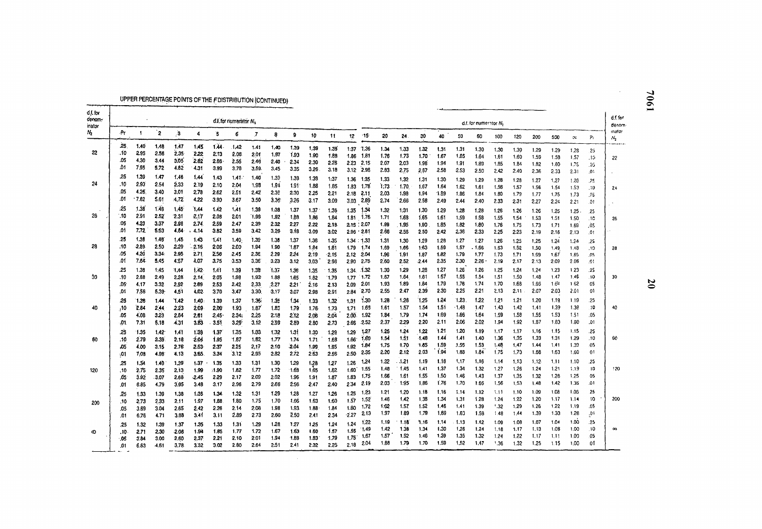## UPPER PERCENTAGE POINTS OF THE F DISTRIBUTION (CONTINUED)

| d.f. for denominator $N_2$ | Pr | 1 | 2 | 3 | 4 | 5 | 6 | 7 | 8 | 9 | 10 | 11 | 12 | 15 | 20 | 24 | 30 | 40 | 50 | 60 | 100 | 120 | 200 | 500 | ∞ | Pr | d.f. for denominator $N_2$ |
|---|---|---|---|---|---|---|---|---|---|---|---|---|---|---|---|---|---|---|---|---|---|---|---|---|---|---|---|
| 22 | .25 | 1.40 | 1.48 | 1.47 | 1.45 | 1.44 | 1.42 | 1.41 | 1.40 | 1.39 | 1.39 | 1.38 | 1.37 | 1.36 | 1.34 | 1.33 | 1.32 | 1.31 | 1.31 | 1.30 | 1.30 | 1.30 | 1.29 | 1.29 | 1.28 | .25 | 22 |
| | .10 | 2.95 | 2.56 | 2.35 | 2.22 | 2.13 | 2.06 | 2.01 | 1.97 | 1.93 | 1.90 | 1.88 | 1.86 | 1.81 | 1.76 | 1.73 | 1.70 | 1.67 | 1.65 | 1.64 | 1.61 | 1.60 | 1.59 | 1.58 | 1.57 | .10 | |
| | .05 | 4.30 | 3.44 | 3.05 | 2.82 | 2.66 | 2.55 | 2.46 | 2.40 | 2.34 | 2.30 | 2.26 | 2.23 | 2.15 | 2.07 | 2.03 | 1.98 | 1.94 | 1.91 | 1.89 | 1.85 | 1.84 | 1.82 | 1.80 | 1.78 | .05 | |
| | .01 | 7.95 | 5.72 | 4.82 | 4.31 | 3.99 | 3.76 | 3.59 | 3.45 | 3.35 | 3.26 | 3.18 | 3.12 | 2.98 | 2.83 | 2.75 | 2.67 | 2.58 | 2.53 | 2.50 | 2.42 | 2.40 | 2.36 | 2.33 | 2.31 | .01 | |
| 24 | .25 | 1.39 | 1.47 | 1.46 | 1.44 | 1.43 | 1.41 | 1.40 | 1.39 | 1.38 | 1.38 | 1.37 | 1.36 | 1.35 | 1.33 | 1.32 | 1.31 | 1.30 | 1.29 | 1.29 | 1.28 | 1.28 | 1.27 | 1.27 | 1.26 | .25 | 24 |
| | .10 | 2.93 | 2.54 | 2.33 | 2.19 | 2.10 | 2.04 | 1.98 | 1.94 | 1.91 | 1.88 | 1.85 | 1.83 | 1.78 | 1.73 | 1.70 | 1.67 | 1.64 | 1.62 | 1.61 | 1.58 | 1.57 | 1.56 | 1.54 | 1.53 | .10 | |
| | .05 | 4.26 | 3.40 | 3.01 | 2.78 | 2.62 | 2.51 | 2.42 | 2.36 | 2.30 | 2.25 | 2.21 | 2.18 | 2.11 | 2.03 | 1.98 | 1.94 | 1.89 | 1.86 | 1.84 | 1.80 | 1.79 | 1.77 | 1.75 | 1.73 | .05 | |
| | .01 | 7.82 | 5.61 | 4.72 | 4.22 | 3.90 | 3.67 | 3.50 | 3.36 | 3.26 | 3.17 | 3.09 | 3.03 | 2.89 | 2.74 | 2.66 | 2.58 | 2.49 | 2.44 | 2.40 | 2.33 | 2.31 | 2.27 | 2.24 | 2.21 | .01 | |
| 26 | .25 | 1.38 | 1.46 | 1.45 | 1.44 | 1.42 | 1.41 | 1.39 | 1.38 | 1.37 | 1.37 | 1.36 | 1.35 | 1.34 | 1.32 | 1.31 | 1.30 | 1.29 | 1.28 | 1.28 | 1.26 | 1.26 | 1.26 | 1.25 | 1.25 | .25 | 26 |
| | .10 | 2.91 | 2.52 | 2.31 | 2.17 | 2.08 | 2.01 | 1.96 | 1.92 | 1.88 | 1.86 | 1.84 | 1.81 | 1.76 | 1.71 | 1.68 | 1.65 | 1.61 | 1.59 | 1.58 | 1.55 | 1.54 | 1.53 | 1.51 | 1.50 | .10 | |
| | .05 | 4.23 | 3.37 | 2.98 | 2.74 | 2.59 | 2.47 | 2.39 | 2.32 | 2.27 | 2.22 | 2.18 | 2.15 | 2.07 | 1.99 | 1.95 | 1.90 | 1.85 | 1.82 | 1.80 | 1.76 | 1.75 | 1.73 | 1.71 | 1.69 | .05 | |
| | .01 | 7.72 | 5.53 | 4.64 | 4.14 | 3.82 | 3.59 | 3.42 | 3.29 | 3.18 | 3.09 | 3.02 | 2.96 | 2.81 | 2.66 | 2.58 | 2.50 | 2.42 | 2.36 | 2.33 | 2.25 | 2.23 | 2.19 | 2.16 | 2.13 | .01 | |
| 28 | .25 | 1.38 | 1.46 | 1.45 | 1.43 | 1.41 | 1.40 | 1.39 | 1.38 | 1.37 | 1.36 | 1.35 | 1.34 | 1.33 | 1.31 | 1.30 | 1.29 | 1.28 | 1.27 | 1.27 | 1.26 | 1.25 | 1.25 | 1.24 | 1.24 | .25 | 28 |
| | .10 | 2.89 | 2.50 | 2.29 | 2.16 | 2.06 | 2.00 | 1.94 | 1.90 | 1.87 | 1.84 | 1.81 | 1.79 | 1.74 | 1.69 | 1.66 | 1.63 | 1.59 | 1.57 | 1.56 | 1.53 | 1.52 | 1.50 | 1.49 | 1.48 | .10 | |
| | .05 | 4.20 | 3.34 | 2.95 | 2.71 | 2.56 | 2.45 | 2.36 | 2.29 | 2.24 | 2.19 | 2.15 | 2.12 | 2.04 | 1.96 | 1.91 | 1.87 | 1.82 | 1.79 | 1.77 | 1.73 | 1.71 | 1.69 | 1.67 | 1.65 | .05 | |
| | .01 | 7.64 | 5.45 | 4.57 | 4.07 | 3.75 | 3.53 | 3.36 | 3.23 | 3.12 | 3.03 | 2.96 | 2.90 | 2.75 | 2.60 | 2.52 | 2.44 | 2.35 | 2.30 | 2.26 | 2.19 | 2.17 | 2.13 | 2.09 | 2.06 | .01 | |
| 30 | .25 | 1.38 | 1.45 | 1.44 | 1.42 | 1.41 | 1.39 | 1.38 | 1.37 | 1.36 | 1.35 | 1.35 | 1.34 | 1.32 | 1.30 | 1.29 | 1.28 | 1.27 | 1.26 | 1.26 | 1.25 | 1.24 | 1.24 | 1.23 | 1.23 | .25 | 30 |
| | .10 | 2.88 | 2.49 | 2.28 | 2.14 | 2.05 | 1.98 | 1.93 | 1.88 | 1.85 | 1.82 | 1.79 | 1.77 | 1.72 | 1.67 | 1.64 | 1.61 | 1.57 | 1.55 | 1.54 | 1.51 | 1.50 | 1.48 | 1.47 | 1.46 | .10 | |
| | .05 | 4.17 | 3.32 | 2.92 | 2.69 | 2.53 | 2.42 | 2.33 | 2.27 | 2.21 | 2.16 | 2.13 | 2.09 | 2.01 | 1.93 | 1.89 | 1.84 | 1.79 | 1.76 | 1.74 | 1.70 | 1.68 | 1.66 | 1.64 | 1.62 | .05 | |
| | .01 | 7.56 | 5.39 | 4.51 | 4.02 | 3.70 | 3.47 | 3.30 | 3.17 | 3.07 | 2.98 | 2.91 | 2.84 | 2.70 | 2.55 | 2.47 | 2.39 | 2.30 | 2.25 | 2.21 | 2.13 | 2.11 | 2.07 | 2.03 | 2.01 | .01 | |
| 40 | .25 | 1.36 | 1.44 | 1.42 | 1.40 | 1.39 | 1.37 | 1.36 | 1.35 | 1.34 | 1.33 | 1.32 | 1.31 | 1.30 | 1.28 | 1.26 | 1.25 | 1.24 | 1.23 | 1.22 | 1.21 | 1.21 | 1.20 | 1.19 | 1.19 | .25 | 40 |
| | .10 | 2.84 | 2.44 | 2.23 | 2.09 | 2.00 | 1.93 | 1.87 | 1.83 | 1.79 | 1.76 | 1.73 | 1.71 | 1.66 | 1.61 | 1.57 | 1.54 | 1.51 | 1.48 | 1.47 | 1.43 | 1.42 | 1.41 | 1.39 | 1.38 | .10 | |
| | .05 | 4.08 | 3.23 | 2.84 | 2.61 | 2.45 | 2.34 | 2.25 | 2.18 | 2.12 | 2.08 | 2.04 | 2.00 | 1.92 | 1.84 | 1.79 | 1.74 | 1.69 | 1.66 | 1.64 | 1.59 | 1.58 | 1.55 | 1.53 | 1.51 | .05 | |
| | .01 | 7.31 | 5.18 | 4.31 | 3.83 | 3.51 | 3.29 | 3.12 | 2.99 | 2.89 | 2.80 | 2.73 | 2.66 | 2.52 | 2.37 | 2.29 | 2.20 | 2.11 | 2.06 | 2.02 | 1.94 | 1.92 | 1.87 | 1.83 | 1.80 | .01 | |
| 60 | .25 | 1.35 | 1.42 | 1.41 | 1.38 | 1.37 | 1.35 | 1.33 | 1.32 | 1.31 | 1.30 | 1.29 | 1.29 | 1.27 | 1.25 | 1.24 | 1.22 | 1.21 | 1.20 | 1.19 | 1.17 | 1.17 | 1.16 | 1.15 | 1.15 | .25 | 60 |
| | .10 | 2.79 | 2.39 | 2.18 | 2.04 | 1.95 | 1.87 | 1.82 | 1.77 | 1.74 | 1.71 | 1.68 | 1.66 | 1.60 | 1.54 | 1.51 | 1.48 | 1.44 | 1.41 | 1.40 | 1.36 | 1.35 | 1.33 | 1.31 | 1.29 | .10 | |
| | .05 | 4.00 | 3.15 | 2.76 | 2.53 | 2.37 | 2.25 | 2.17 | 2.10 | 2.04 | 1.99 | 1.95 | 1.92 | 1.84 | 1.75 | 1.70 | 1.65 | 1.59 | 1.56 | 1.53 | 1.48 | 1.47 | 1.44 | 1.41 | 1.39 | .05 | |
| | .01 | 7.08 | 4.98 | 4.13 | 3.65 | 3.34 | 3.12 | 2.95 | 2.82 | 2.72 | 2.63 | 2.56 | 2.50 | 2.35 | 2.20 | 2.12 | 2.03 | 1.94 | 1.88 | 1.84 | 1.75 | 1.73 | 1.68 | 1.63 | 1.60 | .01 | |
| 120 | .25 | 1.34 | 1.40 | 1.39 | 1.37 | 1.35 | 1.33 | 1.31 | 1.30 | 1.29 | 1.28 | 1.27 | 1.26 | 1.24 | 1.22 | 1.21 | 1.19 | 1.18 | 1.17 | 1.16 | 1.14 | 1.13 | 1.12 | 1.11 | 1.10 | .25 | 120 |
| | .10 | 2.75 | 2.35 | 2.13 | 1.99 | 1.90 | 1.82 | 1.77 | 1.72 | 1.68 | 1.65 | 1.62 | 1.60 | 1.55 | 1.48 | 1.45 | 1.41 | 1.37 | 1.34 | 1.32 | 1.27 | 1.26 | 1.24 | 1.21 | 1.19 | .10 | |
| | .05 | 3.92 | 3.07 | 2.68 | 2.45 | 2.29 | 2.17 | 2.09 | 2.02 | 1.96 | 1.91 | 1.87 | 1.83 | 1.75 | 1.66 | 1.61 | 1.55 | 1.50 | 1.46 | 1.43 | 1.37 | 1.35 | 1.32 | 1.28 | 1.25 | .05 | |
| | .01 | 6.85 | 4.79 | 3.95 | 3.48 | 3.17 | 2.96 | 2.79 | 2.66 | 2.56 | 2.47 | 2.40 | 2.34 | 2.19 | 2.03 | 1.95 | 1.86 | 1.76 | 1.70 | 1.66 | 1.56 | 1.53 | 1.48 | 1.42 | 1.38 | .01 | |
| 200 | .25 | 1.33 | 1.39 | 1.38 | 1.36 | 1.34 | 1.32 | 1.31 | 1.29 | 1.28 | 1.27 | 1.26 | 1.25 | 1.23 | 1.21 | 1.20 | 1.18 | 1.16 | 1.14 | 1.12 | 1.11 | 1.10 | 1.09 | 1.08 | 1.06 | .25 | 200 |
| | .10 | 2.73 | 2.33 | 2.11 | 1.97 | 1.88 | 1.80 | 1.75 | 1.70 | 1.66 | 1.63 | 1.60 | 1.57 | 1.52 | 1.46 | 1.42 | 1.38 | 1.34 | 1.31 | 1.28 | 1.24 | 1.22 | 1.20 | 1.17 | 1.14 | .10 | |
| | .05 | 3.89 | 3.04 | 2.65 | 2.42 | 2.26 | 2.14 | 2.06 | 1.98 | 1.93 | 1.88 | 1.84 | 1.80 | 1.72 | 1.62 | 1.57 | 1.52 | 1.46 | 1.41 | 1.39 | 1.32 | 1.29 | 1.26 | 1.22 | 1.19 | .05 | |
| | .01 | 6.76 | 4.71 | 3.88 | 3.41 | 3.11 | 2.89 | 2.73 | 2.60 | 2.50 | 2.41 | 2.34 | 2.27 | 2.13 | 1.97 | 1.89 | 1.79 | 1.69 | 1.63 | 1.58 | 1.48 | 1.44 | 1.39 | 1.33 | 1.28 | .01 | |
| ∞ | .25 | 1.32 | 1.39 | 1.37 | 1.35 | 1.33 | 1.31 | 1.29 | 1.28 | 1.27 | 1.25 | 1.24 | 1.24 | 1.22 | 1.19 | 1.18 | 1.16 | 1.14 | 1.13 | 1.12 | 1.09 | 1.08 | 1.07 | 1.04 | 1.00 | .25 | ∞ |
| | .10 | 2.71 | 2.30 | 2.08 | 1.94 | 1.85 | 1.77 | 1.72 | 1.67 | 1.63 | 1.60 | 1.57 | 1.55 | 1.49 | 1.42 | 1.38 | 1.34 | 1.30 | 1.26 | 1.24 | 1.18 | 1.17 | 1.13 | 1.08 | 1.00 | .10 | |
| | .05 | 3.84 | 3.00 | 2.60 | 2.37 | 2.21 | 2.10 | 2.01 | 1.94 | 1.88 | 1.83 | 1.79 | 1.75 | 1.67 | 1.57 | 1.52 | 1.46 | 1.39 | 1.35 | 1.32 | 1.24 | 1.22 | 1.17 | 1.11 | 1.00 | .05 | |
| | .01 | 6.63 | 4.61 | 3.78 | 3.32 | 3.02 | 2.80 | 2.64 | 2.51 | 2.41 | 2.32 | 2.25 | 2.18 | 2.04 | 1.88 | 1.79 | 1.70 | 1.59 | 1.52 | 1.47 | 1.36 | 1.32 | 1.25 | 1.15 | 1.00 | .01 | |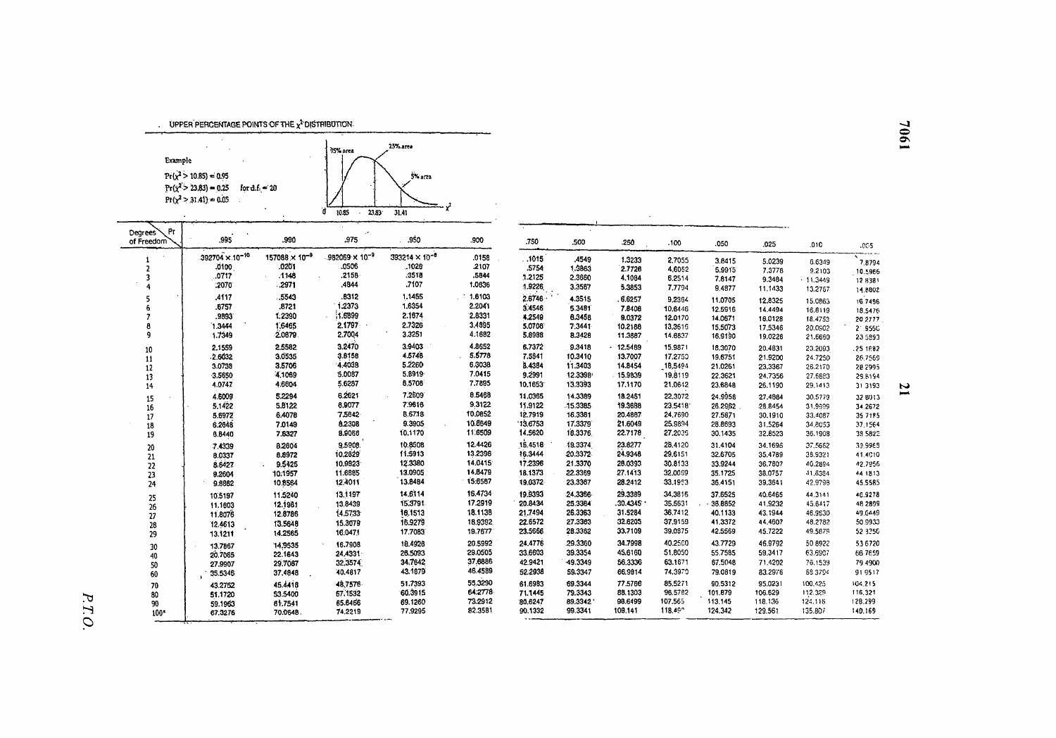## UPPER PERCENTAGE POINTS OF THE $\chi^2$ DISTRIBUTION

**Example**

$\Pr(\chi^2 > 10.85) = 0.95$

$\Pr(\chi^2 > 23.83) = 0.25$ for d.f. = 20

$\Pr(\chi^2 > 31.41) = 0.05$

| Degrees of Freedom \ Pr | .995 | .990 | .975 | .950 | .900 | .750 | .500 | .250 | .100 | .050 | .025 | .010 | .005 |
|---|---|---|---|---|---|---|---|---|---|---|---|---|---|
| 1 | $392704 \times 10^{-10}$ | $157088 \times 10^{-9}$ | $982069 \times 10^{-9}$ | $393214 \times 10^{-8}$ | .0158 | .1015 | .4549 | 1.3233 | 2.7055 | 3.8415 | 5.0239 | 6.6349 | 7.8794 |
| 2 | .0100 | .0201 | .0506 | .1026 | .2107 | .5754 | 1.3863 | 2.7726 | 4.6052 | 5.9915 | 7.3778 | 9.2103 | 10.5966 |
| 3 | .0717 | .1148 | .2158 | .3518 | .5844 | 1.2125 | 2.3660 | 4.1084 | 6.2514 | 7.8147 | 9.3484 | 11.3449 | 12.8381 |
| 4 | .2070 | .2971 | .4844 | .7107 | 1.0636 | 1.9226 | 3.3567 | 5.3853 | 7.7794 | 9.4877 | 11.1433 | 13.2767 | 14.8602 |
| 5 | .4117 | .5543 | .8312 | 1.1455 | 1.6103 | 2.6746 | 4.3515 | 6.6257 | 9.2364 | 11.0705 | 12.8325 | 15.0863 | 16.7496 |
| 6 | .6757 | .8721 | 1.2373 | 1.6354 | 2.2041 | 3.4546 | 5.3481 | 7.8408 | 10.6446 | 12.5916 | 14.4494 | 16.8119 | 18.5476 |
| 7 | .9893 | 1.2390 | 1.6899 | 2.1674 | 2.8331 | 4.2549 | 6.3458 | 9.0372 | 12.0170 | 14.0671 | 16.0128 | 18.4753 | 20.2777 |
| 8 | 1.3444 | 1.6465 | 2.1797 | 2.7326 | 3.4895 | 5.0706 | 7.3441 | 10.2188 | 13.3616 | 15.5073 | 17.5346 | 20.0902 | 21.9550 |
| 9 | 1.7349 | 2.0879 | 2.7004 | 3.3251 | 4.1682 | 5.8988 | 8.3428 | 11.3887 | 14.6837 | 16.9190 | 19.0228 | 21.6660 | 23.5893 |
| 10 | 2.1559 | 2.5582 | 3.2470 | 3.9403 | 4.8652 | 6.7372 | 9.3418 | 12.5489 | 15.9871 | 18.3070 | 20.4831 | 23.2093 | 25.1882 |
| 11 | 2.6032 | 3.0535 | 3.8158 | 4.5748 | 5.5778 | 7.5841 | 10.3410 | 13.7007 | 17.2750 | 19.6751 | 21.9200 | 24.7250 | 26.7569 |
| 12 | 3.0738 | 3.5706 | 4.4038 | 5.2260 | 6.3038 | 8.4384 | 11.3403 | 14.8454 | 18.5494 | 21.0261 | 23.3367 | 26.2170 | 28.2995 |
| 13 | 3.5650 | 4.1069 | 5.0087 | 5.8919 | 7.0415 | 9.2991 | 12.3398 | 15.9839 | 19.8119 | 22.3621 | 24.7356 | 27.6883 | 29.8194 |
| 14 | 4.0747 | 4.6604 | 5.6287 | 6.5706 | 7.7895 | 10.1653 | 13.3393 | 17.1170 | 21.0642 | 23.6848 | 26.1190 | 29.1413 | 31.3193 |
| 15 | 4.6009 | 5.2294 | 6.2621 | 7.2609 | 8.5468 | 11.0365 | 14.3389 | 18.2451 | 22.3072 | 24.9958 | 27.4884 | 30.5779 | 32.8013 |
| 16 | 5.1422 | 5.8122 | 6.9077 | 7.9616 | 9.3122 | 11.9122 | 15.3385 | 19.3688 | 23.5418 | 26.2962 | 28.8454 | 31.9999 | 34.2672 |
| 17 | 5.6972 | 6.4078 | 7.5642 | 8.6718 | 10.0852 | 12.7919 | 16.3381 | 20.4887 | 24.7690 | 27.5871 | 30.1910 | 33.4087 | 35.7185 |
| 18 | 6.2648 | 7.0149 | 8.2308 | 9.3905 | 10.8649 | 13.6753 | 17.3379 | 21.6049 | 25.9894 | 28.8693 | 31.5264 | 34.8053 | 37.1564 |
| 19 | 6.8440 | 7.6327 | 8.9066 | 10.1170 | 11.6509 | 14.5620 | 18.3376 | 22.7178 | 27.2036 | 30.1435 | 32.8523 | 36.1908 | 38.5822 |
| 20 | 7.4339 | 8.2604 | 9.5908 | 10.8508 | 12.4426 | 15.4518 | 19.3374 | 23.8277 | 28.4120 | 31.4104 | 34.1696 | 37.5662 | 39.9968 |
| 21 | 8.0337 | 8.8972 | 10.2829 | 11.5913 | 13.2396 | 16.3444 | 20.3372 | 24.9348 | 29.6151 | 32.6705 | 35.4789 | 38.9321 | 41.4010 |
| 22 | 8.6427 | 9.5425 | 10.9823 | 12.3380 | 14.0415 | 17.2396 | 21.3370 | 26.0393 | 30.8133 | 33.9244 | 36.7807 | 40.2894 | 42.7956 |
| 23 | 9.2604 | 10.1957 | 11.6885 | 13.0905 | 14.8479 | 18.1373 | 22.3369 | 27.1413 | 32.0069 | 35.1725 | 38.0757 | 41.6384 | 44.1813 |
| 24 | 9.8862 | 10.8564 | 12.4011 | 13.8484 | 15.6587 | 19.0372 | 23.3367 | 28.2412 | 33.1963 | 36.4151 | 39.3641 | 42.9798 | 45.5585 |
| 25 | 10.5197 | 11.5240 | 13.1197 | 14.6114 | 16.4734 | 19.9393 | 24.3366 | 29.3389 | 34.3816 | 37.6525 | 40.6465 | 44.3141 | 46.9278 |
| 26 | 11.1603 | 12.1981 | 13.8439 | 15.3791 | 17.2919 | 20.8434 | 25.3364 | 30.4345 | 35.5631 | 38.8852 | 41.9232 | 45.6417 | 48.2899 |
| 27 | 11.8076 | 12.8786 | 14.5733 | 16.1513 | 18.1138 | 21.7494 | 26.3363 | 31.5284 | 36.7412 | 40.1133 | 43.1944 | 46.9630 | 49.6449 |
| 28 | 12.4613 | 13.5648 | 15.3079 | 16.9279 | 18.9392 | 22.6572 | 27.3363 | 32.6205 | 37.9159 | 41.3372 | 44.4607 | 48.2782 | 50.9933 |
| 29 | 13.1211 | 14.2565 | 16.0471 | 17.7083 | 19.7677 | 23.5666 | 28.3362 | 33.7109 | 39.0875 | 42.5569 | 45.7222 | 49.5879 | 52.3356 |
| 30 | 13.7867 | 14.9535 | 16.7908 | 18.4926 | 20.5992 | 24.4776 | 29.3360 | 34.7998 | 40.2560 | 43.7729 | 46.9792 | 50.8922 | 53.6720 |
| 40 | 20.7065 | 22.1643 | 24.4331 | 26.5093 | 29.0505 | 33.6603 | 39.3354 | 45.6160 | 51.8050 | 55.7585 | 59.3417 | 63.6907 | 66.7659 |
| 50 | 27.9907 | 29.7067 | 32.3574 | 34.7642 | 37.6886 | 42.9421 | 49.3349 | 56.3336 | 63.1671 | 67.5048 | 71.4202 | 76.1539 | 79.4900 |
| 60 | 35.5346 | 37.4848 | 40.4817 | 43.1879 | 46.4589 | 52.2938 | 59.3347 | 66.9814 | 74.3970 | 79.0819 | 83.2976 | 88.3794 | 91.9517 |
| 70 | 43.2752 | 45.4418 | 48.7576 | 51.7393 | 55.3290 | 61.6983 | 69.3344 | 77.5766 | 85.5271 | 90.5312 | 95.0231 | 100.425 | 104.215 |
| 80 | 51.1720 | 53.5400 | 57.1532 | 60.3915 | 64.2778 | 71.1445 | 79.3343 | 88.1303 | 96.5782 | 101.879 | 106.629 | 112.329 | 116.321 |
| 90 | 59.1963 | 61.7541 | 65.6466 | 69.1260 | 73.2912 | 80.6247 | 89.3342 | 98.6499 | 107.565 | 113.145 | 118.136 | 124.116 | 128.299 |
| 100* | 67.3276 | 70.0648 | 74.2219 | 77.9295 | 82.3581 | 90.1332 | 99.3341 | 109.141 | 118.498 | 124.342 | 129.561 | 135.807 | 140.169 |

P.T.O.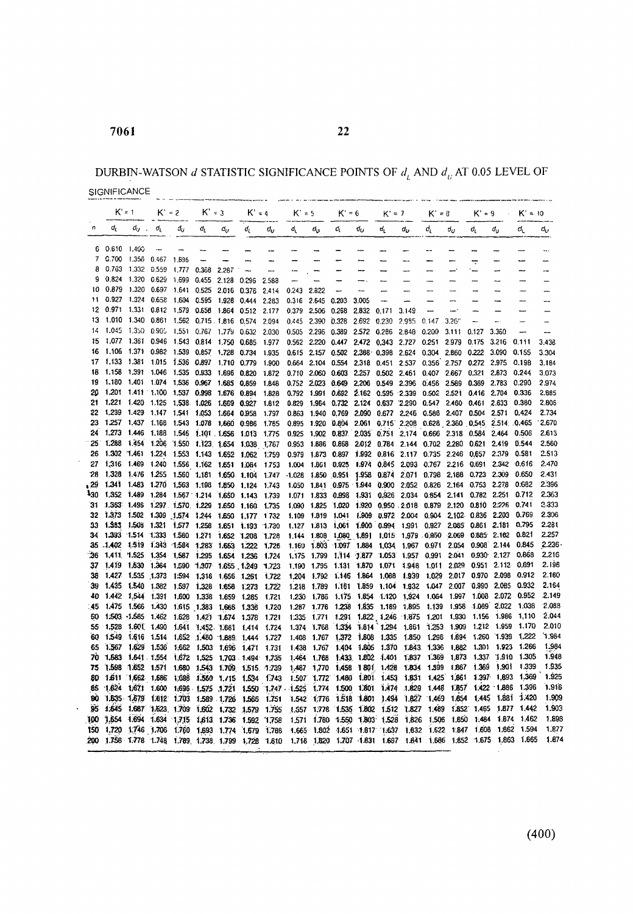DURBIN-WATSON $d$ STATISTIC SIGNIFICANCE POINTS OF $d_L$ AND $d_U$ AT 0.05 LEVEL OF SIGNIFICANCE

| | K' = 1 | | K' = 2 | | K' = 3 | | K' = 4 | | K' = 5 | | K' = 6 | | K' = 7 | | K' = 8 | | K' = 9 | | K' = 10 | |
|---|---|---|---|---|---|---|---|---|---|---|---|---|---|---|---|---|---|---|---|---|
| n | $d_L$ | $d_U$ | $d_L$ | $d_U$ | $d_L$ | $d_U$ | $d_L$ | $d_U$ | $d_L$ | $d_U$ | $d_L$ | $d_U$ | $d_L$ | $d_U$ | $d_L$ | $d_U$ | $d_L$ | $d_U$ | $d_L$ | $d_U$ |
| 6 | 0.610 | 1.400 | — | — | — | — | — | — | — | — | — | — | — | — | — | — | — | — | — | — |
| 7 | 0.700 | 1.356 | 0.467 | 1.896 | — | — | — | — | — | — | — | — | — | — | — | — | — | — | — | — |
| 8 | 0.763 | 1.332 | 0.559 | 1.777 | 0.368 | 2.287 | — | — | — | — | — | — | — | — | — | — | — | — | — | — |
| 9 | 0.824 | 1.320 | 0.629 | 1.699 | 0.455 | 2.128 | 0.296 | 2.588 | — | — | — | — | — | — | — | — | — | — | — | — |
| 10 | 0.879 | 1.320 | 0.697 | 1.641 | 0.525 | 2.016 | 0.376 | 2.414 | 0.243 | 2.822 | — | — | — | — | — | — | — | — | — | — |
| 11 | 0.927 | 1.324 | 0.658 | 1.604 | 0.595 | 1.928 | 0.444 | 2.283 | 0.316 | 2.645 | 0.203 | 3.005 | — | — | — | — | — | — | — | — |
| 12 | 0.971 | 1.331 | 0.812 | 1.579 | 0.658 | 1.864 | 0.512 | 2.177 | 0.379 | 2.506 | 0.268 | 2.832 | 0.171 | 3.149 | — | — | — | — | — | — |
| 13 | 1.010 | 1.340 | 0.861 | 1.562 | 0.715 | 1.816 | 0.574 | 2.094 | 0.445 | 2.390 | 0.328 | 2.692 | 0.230 | 2.985 | 0.147 | 3.266 | — | — | — | — |
| 14 | 1.045 | 1.350 | 0.905 | 1.551 | 0.767 | 1.779 | 0.632 | 2.030 | 0.505 | 2.296 | 0.389 | 2.572 | 0.286 | 2.848 | 0.200 | 3.111 | 0.127 | 3.360 | — | — |
| 15 | 1.077 | 1.361 | 0.946 | 1.543 | 0.814 | 1.750 | 0.685 | 1.977 | 0.562 | 2.220 | 0.447 | 2.472 | 0.343 | 2.727 | 0.251 | 2.979 | 0.175 | 3.216 | 0.111 | 3.438 |
| 16 | 1.106 | 1.371 | 0.982 | 1.539 | 0.857 | 1.728 | 0.734 | 1.935 | 0.615 | 2.157 | 0.502 | 2.388 | 0.398 | 2.624 | 0.304 | 2.860 | 0.222 | 3.090 | 0.155 | 3.304 |
| 17 | 1.133 | 1.381 | 1.015 | 1.536 | 0.897 | 1.710 | 0.779 | 1.900 | 0.664 | 2.104 | 0.554 | 2.318 | 0.451 | 2.537 | 0.356 | 2.757 | 0.272 | 2.975 | 0.198 | 3.184 |
| 18 | 1.158 | 1.391 | 1.046 | 1.535 | 0.933 | 1.696 | 0.820 | 1.872 | 0.710 | 2.060 | 0.603 | 2.257 | 0.502 | 2.461 | 0.407 | 2.667 | 0.321 | 2.873 | 0.244 | 3.073 |
| 19 | 1.180 | 1.401 | 1.074 | 1.536 | 0.967 | 1.685 | 0.859 | 1.848 | 0.752 | 2.023 | 0.649 | 2.206 | 0.549 | 2.396 | 0.456 | 2.589 | 0.369 | 2.783 | 0.290 | 2.974 |
| 20 | 1.201 | 1.411 | 1.100 | 1.537 | 0.998 | 1.676 | 0.894 | 1.828 | 0.792 | 1.991 | 0.692 | 2.162 | 0.595 | 2.339 | 0.502 | 2.521 | 0.416 | 2.704 | 0.336 | 2.885 |
| 21 | 1.221 | 1.420 | 1.125 | 1.538 | 1.026 | 1.669 | 0.927 | 1.812 | 0.829 | 1.964 | 0.732 | 2.124 | 0.637 | 2.290 | 0.547 | 2.460 | 0.461 | 2.633 | 0.380 | 2.806 |
| 22 | 1.239 | 1.429 | 1.147 | 1.541 | 1.053 | 1.664 | 0.958 | 1.797 | 0.863 | 1.940 | 0.769 | 2.090 | 0.677 | 2.246 | 0.588 | 2.407 | 0.504 | 2.571 | 0.424 | 2.734 |
| 23 | 1.257 | 1.437 | 1.168 | 1.543 | 1.078 | 1.660 | 0.986 | 1.785 | 0.895 | 1.920 | 0.804 | 2.061 | 0.715 | 2.208 | 0.628 | 2.360 | 0.545 | 2.514 | 0.465 | 2.670 |
| 24 | 1.273 | 1.446 | 1.188 | 1.546 | 1.101 | 1.656 | 1.013 | 1.775 | 0.925 | 1.902 | 0.837 | 2.035 | 0.751 | 2.174 | 0.666 | 2.318 | 0.584 | 2.464 | 0.506 | 2.613 |
| 25 | 1.288 | 1.454 | 1.206 | 1.550 | 1.123 | 1.654 | 1.038 | 1.767 | 0.953 | 1.886 | 0.868 | 2.012 | 0.784 | 2.144 | 0.702 | 2.280 | 0.621 | 2.419 | 0.544 | 2.560 |
| 26 | 1.302 | 1.461 | 1.224 | 1.553 | 1.143 | 1.652 | 1.062 | 1.759 | 0.979 | 1.873 | 0.897 | 1.992 | 0.816 | 2.117 | 0.735 | 2.246 | 0.657 | 2.379 | 0.581 | 2.513 |
| 27 | 1.316 | 1.469 | 1.240 | 1.556 | 1.162 | 1.651 | 1.084 | 1.753 | 1.004 | 1.861 | 0.925 | 1.974 | 0.845 | 2.093 | 0.767 | 2.216 | 0.691 | 2.342 | 0.616 | 2.470 |
| 28 | 1.328 | 1.476 | 1.255 | 1.560 | 1.181 | 1.650 | 1.104 | 1.747 | 1.028 | 1.850 | 0.951 | 1.958 | 0.874 | 2.071 | 0.798 | 2.188 | 0.723 | 2.309 | 0.650 | 2.431 |
| 29 | 1.341 | 1.483 | 1.270 | 1.563 | 1.198 | 1.650 | 1.124 | 1.743 | 1.050 | 1.841 | 0.975 | 1.944 | 0.900 | 2.052 | 0.826 | 2.164 | 0.753 | 2.278 | 0.682 | 2.396 |
| 30 | 1.352 | 1.489 | 1.284 | 1.567 | 1.214 | 1.650 | 1.143 | 1.739 | 1.071 | 1.833 | 0.998 | 1.931 | 0.926 | 2.034 | 0.854 | 2.141 | 0.782 | 2.251 | 0.712 | 2.363 |
| 31 | 1.363 | 1.496 | 1.297 | 1.570 | 1.229 | 1.650 | 1.160 | 1.735 | 1.090 | 1.825 | 1.020 | 1.920 | 0.950 | 2.018 | 0.879 | 2.120 | 0.810 | 2.226 | 0.741 | 2.333 |
| 32 | 1.373 | 1.502 | 1.309 | 1.574 | 1.244 | 1.650 | 1.177 | 1.732 | 1.109 | 1.819 | 1.041 | 1.909 | 0.972 | 2.004 | 0.904 | 2.102 | 0.836 | 2.203 | 0.769 | 2.306 |
| 33 | 1.383 | 1.508 | 1.321 | 1.577 | 1.258 | 1.651 | 1.193 | 1.730 | 1.127 | 1.813 | 1.061 | 1.900 | 0.994 | 1.991 | 0.927 | 2.085 | 0.861 | 2.181 | 0.795 | 2.281 |
| 34 | 1.393 | 1.514 | 1.333 | 1.580 | 1.271 | 1.652 | 1.208 | 1.728 | 1.144 | 1.808 | 1.080 | 1.891 | 1.015 | 1.979 | 0.950 | 2.069 | 0.885 | 2.162 | 0.821 | 2.257 |
| 35 | 1.402 | 1.519 | 1.343 | 1.584 | 1.283 | 1.653 | 1.222 | 1.726 | 1.160 | 1.803 | 1.097 | 1.884 | 1.034 | 1.967 | 0.971 | 2.054 | 0.908 | 2.144 | 0.845 | 2.236 |
| 36 | 1.411 | 1.525 | 1.354 | 1.587 | 1.295 | 1.654 | 1.236 | 1.724 | 1.175 | 1.799 | 1.114 | 1.877 | 1.053 | 1.957 | 0.991 | 2.041 | 0.930 | 2.127 | 0.868 | 2.216 |
| 37 | 1.419 | 1.530 | 1.364 | 1.590 | 1.307 | 1.655 | 1.249 | 1.723 | 1.190 | 1.795 | 1.131 | 1.870 | 1.071 | 1.948 | 1.011 | 2.029 | 0.951 | 2.112 | 0.891 | 2.198 |
| 38 | 1.427 | 1.535 | 1.373 | 1.594 | 1.318 | 1.656 | 1.261 | 1.722 | 1.204 | 1.792 | 1.146 | 1.864 | 1.088 | 1.939 | 1.029 | 2.017 | 0.970 | 2.098 | 0.912 | 2.180 |
| 39 | 1.435 | 1.540 | 1.382 | 1.597 | 1.328 | 1.658 | 1.273 | 1.722 | 1.218 | 1.789 | 1.161 | 1.859 | 1.104 | 1.932 | 1.047 | 2.007 | 0.990 | 2.085 | 0.932 | 2.164 |
| 40 | 1.442 | 1.544 | 1.391 | 1.600 | 1.338 | 1.659 | 1.285 | 1.721 | 1.230 | 1.786 | 1.175 | 1.854 | 1.120 | 1.924 | 1.064 | 1.997 | 1.008 | 2.072 | 0.952 | 2.149 |
| 45 | 1.475 | 1.566 | 1.430 | 1.615 | 1.383 | 1.666 | 1.336 | 1.720 | 1.287 | 1.776 | 1.238 | 1.835 | 1.189 | 1.895 | 1.139 | 1.958 | 1.089 | 2.022 | 1.038 | 2.088 |
| 50 | 1.503 | 1.585 | 1.462 | 1.628 | 1.421 | 1.674 | 1.378 | 1.721 | 1.335 | 1.771 | 1.291 | 1.822 | 1.246 | 1.875 | 1.201 | 1.930 | 1.156 | 1.986 | 1.110 | 2.044 |
| 55 | 1.528 | 1.601 | 1.490 | 1.641 | 1.452 | 1.681 | 1.414 | 1.724 | 1.374 | 1.768 | 1.334 | 1.814 | 1.294 | 1.861 | 1.253 | 1.909 | 1.212 | 1.959 | 1.170 | 2.010 |
| 60 | 1.549 | 1.616 | 1.514 | 1.652 | 1.480 | 1.689 | 1.444 | 1.727 | 1.408 | 1.767 | 1.372 | 1.808 | 1.335 | 1.850 | 1.298 | 1.894 | 1.260 | 1.939 | 1.222 | 1.984 |
| 65 | 1.567 | 1.629 | 1.536 | 1.662 | 1.503 | 1.696 | 1.471 | 1.731 | 1.438 | 1.767 | 1.404 | 1.805 | 1.370 | 1.843 | 1.336 | 1.882 | 1.301 | 1.923 | 1.266 | 1.964 |
| 70 | 1.583 | 1.641 | 1.554 | 1.672 | 1.525 | 1.703 | 1.494 | 1.735 | 1.464 | 1.768 | 1.433 | 1.802 | 1.401 | 1.837 | 1.369 | 1.873 | 1.337 | 1.910 | 1.305 | 1.948 |
| 75 | 1.598 | 1.652 | 1.571 | 1.680 | 1.543 | 1.709 | 1.515 | 1.739 | 1.487 | 1.770 | 1.458 | 1.801 | 1.428 | 1.834 | 1.399 | 1.867 | 1.369 | 1.901 | 1.339 | 1.935 |
| 80 | 1.611 | 1.662 | 1.586 | 1.688 | 1.560 | 1.715 | 1.534 | 1.743 | 1.507 | 1.772 | 1.480 | 1.801 | 1.453 | 1.831 | 1.425 | 1.861 | 1.397 | 1.893 | 1.369 | 1.925 |
| 85 | 1.624 | 1.671 | 1.600 | 1.696 | 1.575 | 1.721 | 1.550 | 1.747 | 1.525 | 1.774 | 1.500 | 1.801 | 1.474 | 1.829 | 1.448 | 1.857 | 1.422 | 1.886 | 1.396 | 1.916 |
| 90 | 1.635 | 1.679 | 1.612 | 1.703 | 1.589 | 1.726 | 1.566 | 1.751 | 1.542 | 1.776 | 1.518 | 1.801 | 1.494 | 1.827 | 1.469 | 1.854 | 1.445 | 1.881 | 1.420 | 1.909 |
| 95 | 1.645 | 1.687 | 1.623 | 1.709 | 1.602 | 1.732 | 1.579 | 1.755 | 1.557 | 1.778 | 1.535 | 1.802 | 1.512 | 1.827 | 1.489 | 1.852 | 1.465 | 1.877 | 1.442 | 1.903 |
| 100 | 1.654 | 1.694 | 1.634 | 1.715 | 1.613 | 1.736 | 1.592 | 1.758 | 1.571 | 1.780 | 1.550 | 1.803 | 1.528 | 1.826 | 1.506 | 1.850 | 1.484 | 1.874 | 1.462 | 1.898 |
| 150 | 1.720 | 1.746 | 1.706 | 1.760 | 1.693 | 1.774 | 1.679 | 1.788 | 1.665 | 1.802 | 1.651 | 1.817 | 1.637 | 1.832 | 1.622 | 1.847 | 1.608 | 1.862 | 1.594 | 1.877 |
| 200 | 1.758 | 1.778 | 1.748 | 1.789 | 1.738 | 1.799 | 1.728 | 1.810 | 1.718 | 1.820 | 1.707 | 1.831 | 1.697 | 1.841 | 1.686 | 1.852 | 1.675 | 1.863 | 1.665 | 1.874 |

(400)